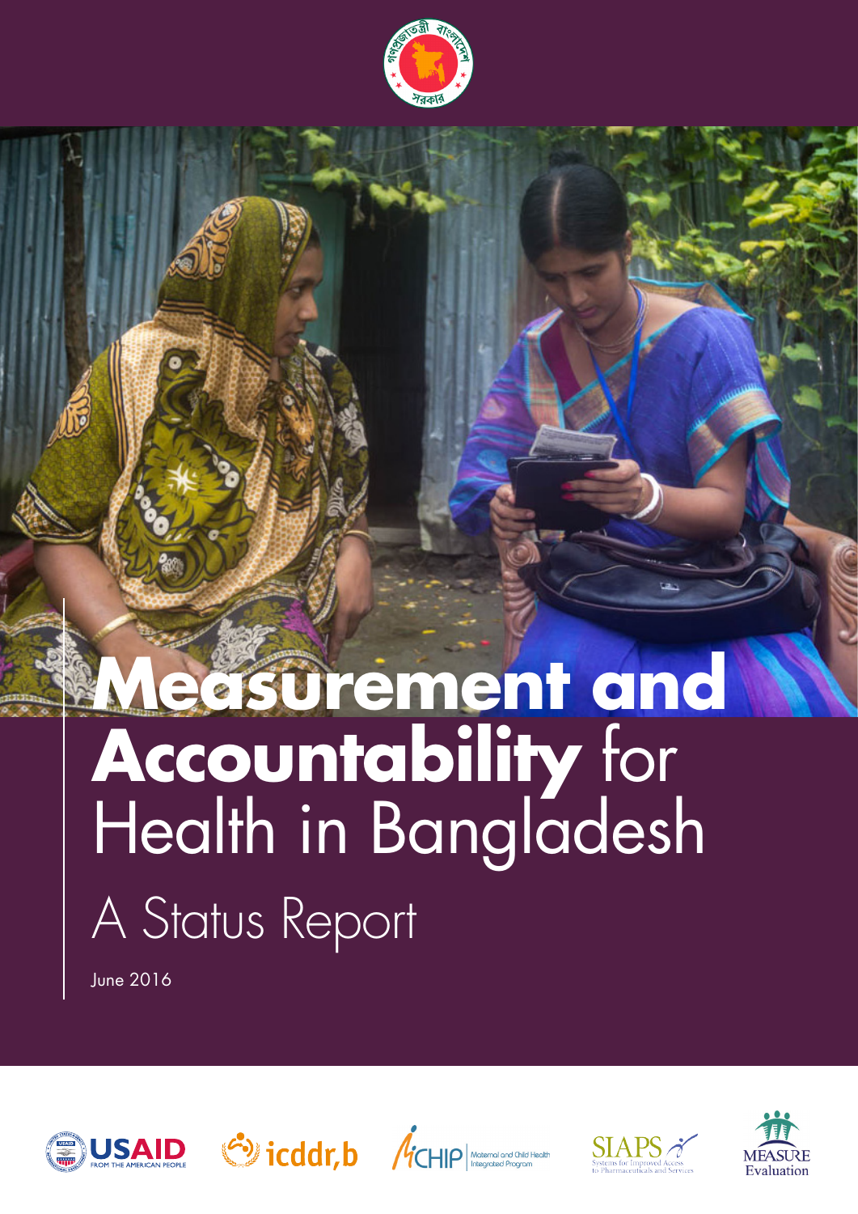# Measurement and Accountability for Health in Bangladesh

## A Status Report

June 2016

USAID FROM THE AMERICAN PEOPLE

icddr,b

MCHIP Maternal and Child Health Integrated Program

SIAPS Systems for Improved Access to Pharmaceuticals and Services

MEASURE Evaluation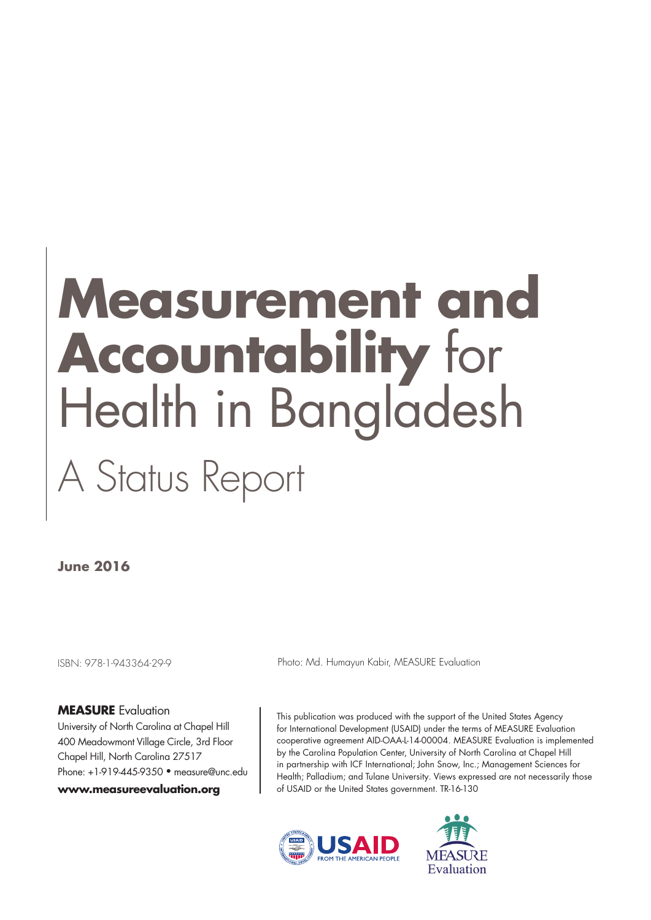# **Measurement and Accountability** for Health in Bangladesh

## A Status Report

**June 2016**

ISBN: 978-1-943364-29-9

Photo: Md. Humayun Kabir, MEASURE Evaluation

**MEASURE** Evaluation
University of North Carolina at Chapel Hill
400 Meadowmont Village Circle, 3rd Floor
Chapel Hill, North Carolina 27517
Phone: +1-919-445-9350 • measure@unc.edu
**www.measureevaluation.org**

This publication was produced with the support of the United States Agency for International Development (USAID) under the terms of MEASURE Evaluation cooperative agreement AID-OAA-L-14-00004. MEASURE Evaluation is implemented by the Carolina Population Center, University of North Carolina at Chapel Hill in partnership with ICF International; John Snow, Inc.; Management Sciences for Health; Palladium; and Tulane University. Views expressed are not necessarily those of USAID or the United States government. TR-16-130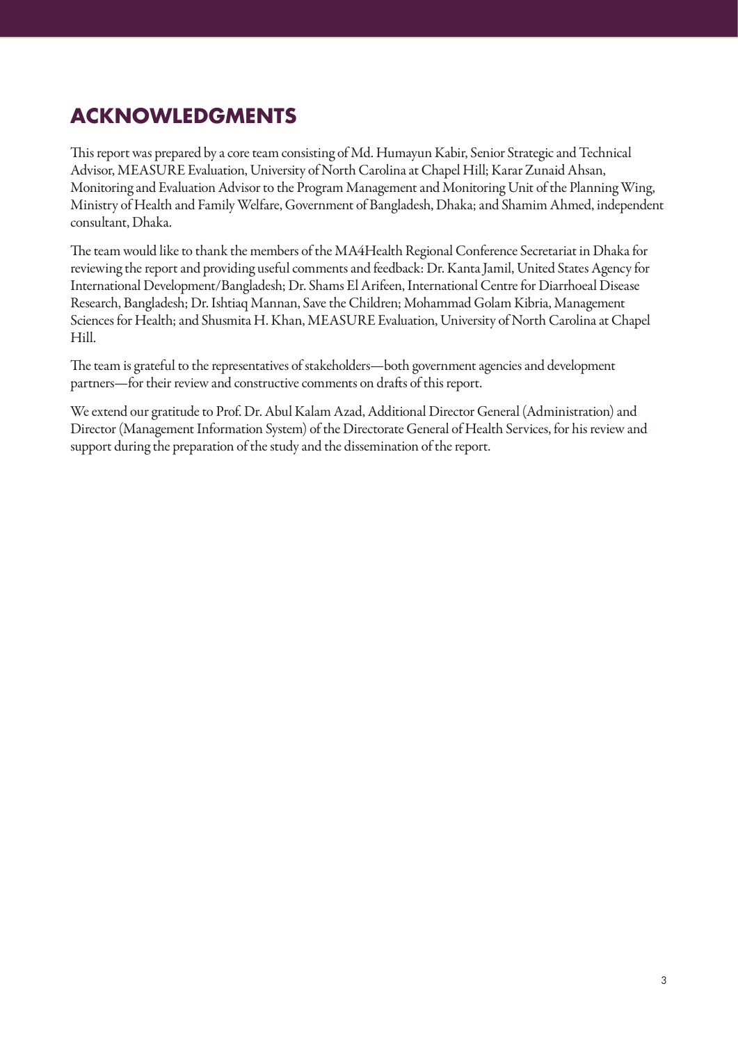## ACKNOWLEDGMENTS

This report was prepared by a core team consisting of Md. Humayun Kabir, Senior Strategic and Technical Advisor, MEASURE Evaluation, University of North Carolina at Chapel Hill; Karar Zunaid Ahsan, Monitoring and Evaluation Advisor to the Program Management and Monitoring Unit of the Planning Wing, Ministry of Health and Family Welfare, Government of Bangladesh, Dhaka; and Shamim Ahmed, independent consultant, Dhaka.

The team would like to thank the members of the MA4Health Regional Conference Secretariat in Dhaka for reviewing the report and providing useful comments and feedback: Dr. Kanta Jamil, United States Agency for International Development/Bangladesh; Dr. Shams El Arifeen, International Centre for Diarrhoeal Disease Research, Bangladesh; Dr. Ishtiaq Mannan, Save the Children; Mohammad Golam Kibria, Management Sciences for Health; and Shusmita H. Khan, MEASURE Evaluation, University of North Carolina at Chapel Hill.

The team is grateful to the representatives of stakeholders—both government agencies and development partners—for their review and constructive comments on drafts of this report.

We extend our gratitude to Prof. Dr. Abul Kalam Azad, Additional Director General (Administration) and Director (Management Information System) of the Directorate General of Health Services, for his review and support during the preparation of the study and the dissemination of the report.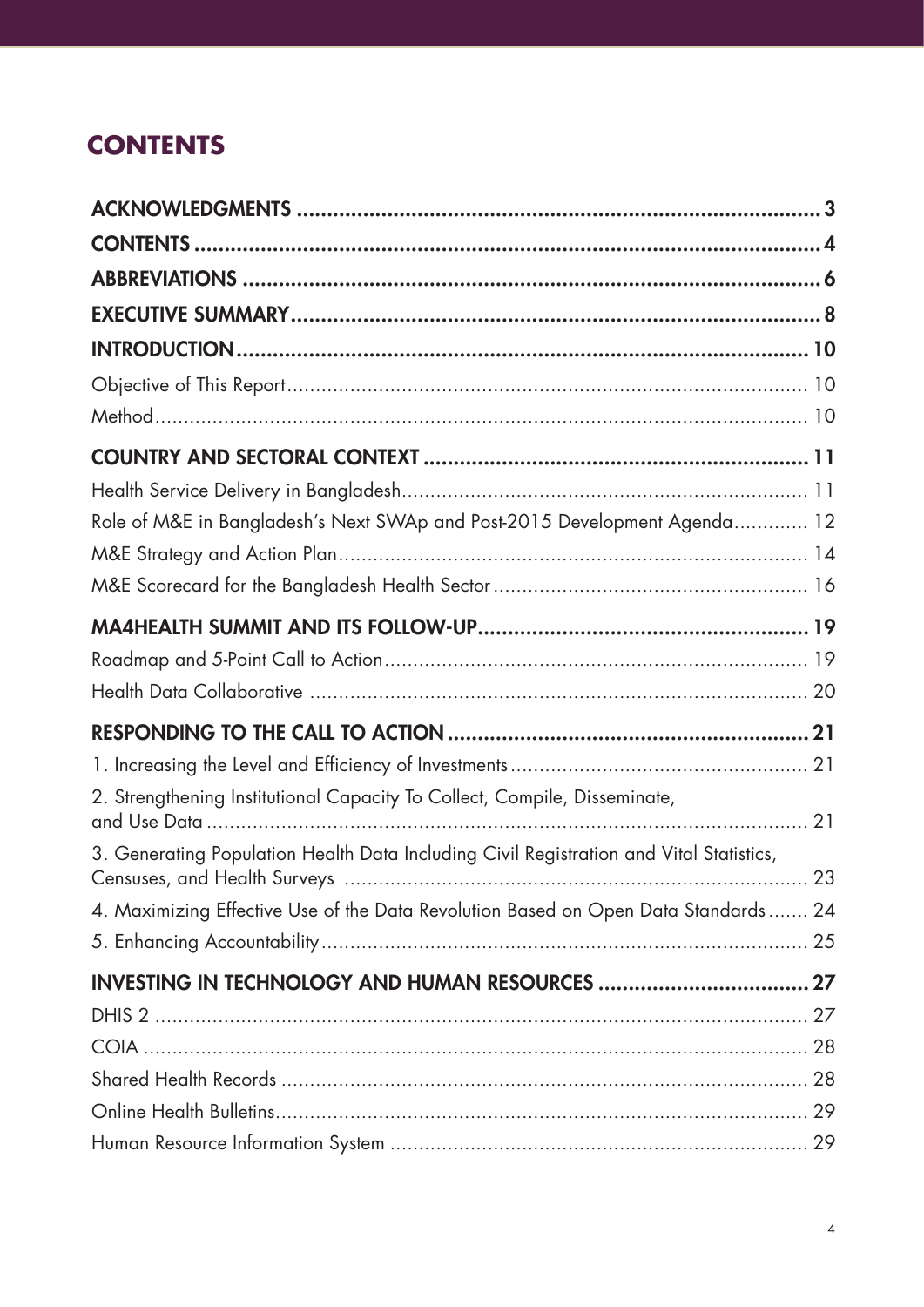# CONTENTS

**ACKNOWLEDGMENTS** ..... 3

**CONTENTS** ..... 4

**ABBREVIATIONS** ..... 6

**EXECUTIVE SUMMARY** ..... 8

**INTRODUCTION** ..... 10

Objective of This Report ..... 10

Method ..... 10

**COUNTRY AND SECTORAL CONTEXT** ..... 11

Health Service Delivery in Bangladesh ..... 11

Role of M&E in Bangladesh's Next SWAp and Post-2015 Development Agenda ..... 12

M&E Strategy and Action Plan ..... 14

M&E Scorecard for the Bangladesh Health Sector ..... 16

**MA4HEALTH SUMMIT AND ITS FOLLOW-UP** ..... 19

Roadmap and 5-Point Call to Action ..... 19

Health Data Collaborative ..... 20

**RESPONDING TO THE CALL TO ACTION** ..... 21

1. Increasing the Level and Efficiency of Investments ..... 21
2. Strengthening Institutional Capacity To Collect, Compile, Disseminate, and Use Data ..... 21
3. Generating Population Health Data Including Civil Registration and Vital Statistics, Censuses, and Health Surveys ..... 23
4. Maximizing Effective Use of the Data Revolution Based on Open Data Standards ..... 24
5. Enhancing Accountability ..... 25

**INVESTING IN TECHNOLOGY AND HUMAN RESOURCES** ..... 27

DHIS 2 ..... 27

COIA ..... 28

Shared Health Records ..... 28

Online Health Bulletins ..... 29

Human Resource Information System ..... 29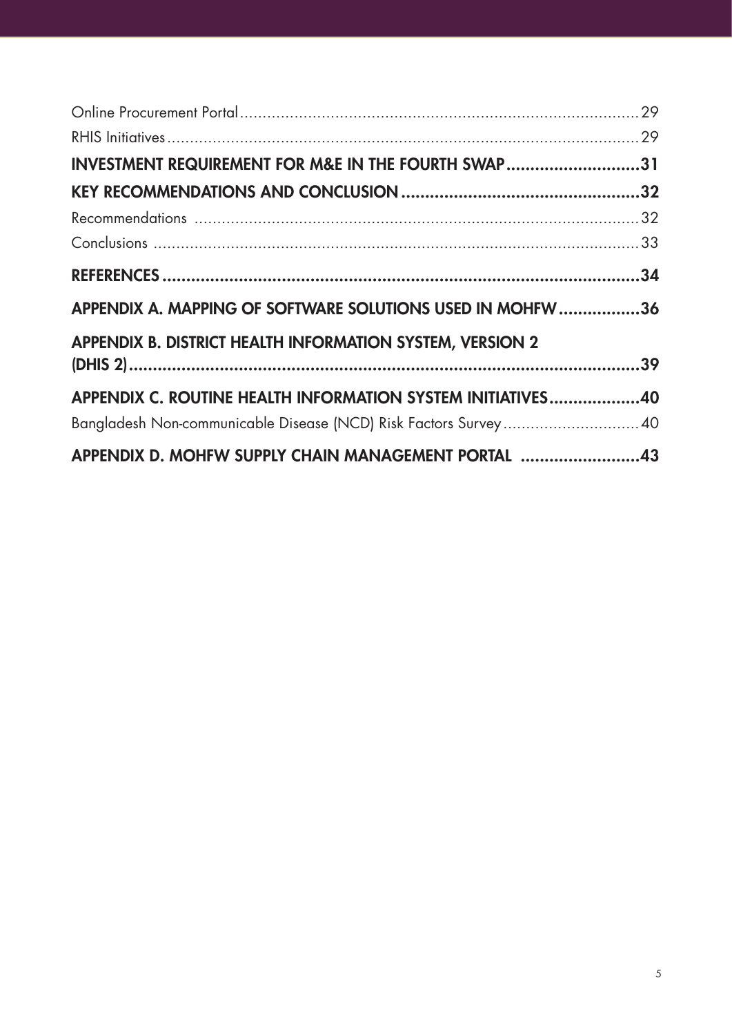Online Procurement Portal ........................................................................................ 29

RHIS Initiatives ........................................................................................................ 29

**INVESTMENT REQUIREMENT FOR M&E IN THE FOURTH SWAP ............................31**

**KEY RECOMMENDATIONS AND CONCLUSION ..................................................32**

Recommendations ................................................................................................ 32

Conclusions ......................................................................................................... 33

**REFERENCES .......................................................................................................34**

**APPENDIX A. MAPPING OF SOFTWARE SOLUTIONS USED IN MOHFW .................36**

**APPENDIX B. DISTRICT HEALTH INFORMATION SYSTEM, VERSION 2 (DHIS 2) ..........................................................................................................39**

**APPENDIX C. ROUTINE HEALTH INFORMATION SYSTEM INITIATIVES ...................40**

Bangladesh Non-communicable Disease (NCD) Risk Factors Survey ........................... 40

**APPENDIX D. MOHFW SUPPLY CHAIN MANAGEMENT PORTAL .........................43**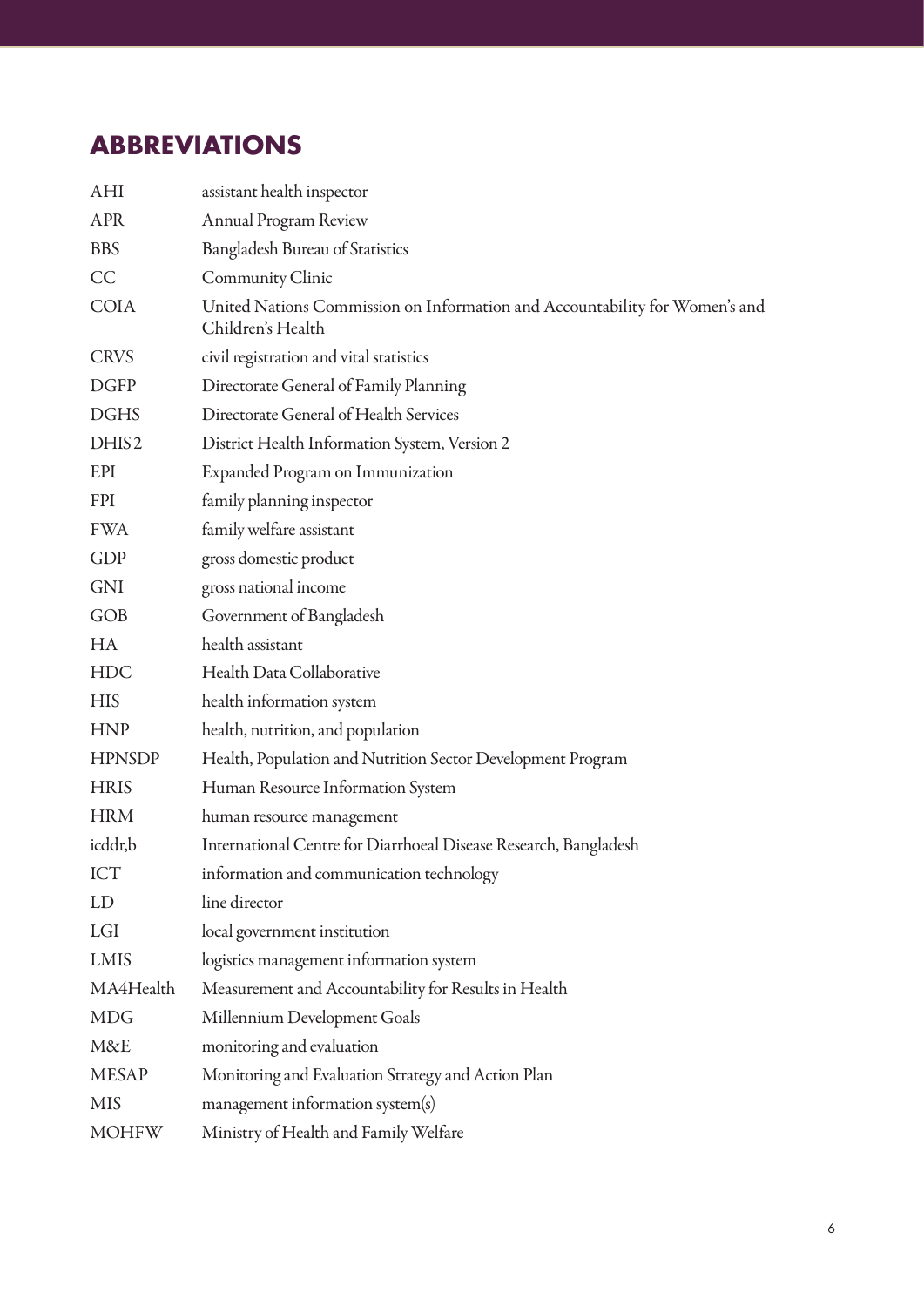# ABBREVIATIONS

| | |
|---|---|
| AHI | assistant health inspector |
| APR | Annual Program Review |
| BBS | Bangladesh Bureau of Statistics |
| CC | Community Clinic |
| COIA | United Nations Commission on Information and Accountability for Women's and Children's Health |
| CRVS | civil registration and vital statistics |
| DGFP | Directorate General of Family Planning |
| DGHS | Directorate General of Health Services |
| DHIS2 | District Health Information System, Version 2 |
| EPI | Expanded Program on Immunization |
| FPI | family planning inspector |
| FWA | family welfare assistant |
| GDP | gross domestic product |
| GNI | gross national income |
| GOB | Government of Bangladesh |
| HA | health assistant |
| HDC | Health Data Collaborative |
| HIS | health information system |
| HNP | health, nutrition, and population |
| HPNSDP | Health, Population and Nutrition Sector Development Program |
| HRIS | Human Resource Information System |
| HRM | human resource management |
| icddr,b | International Centre for Diarrhoeal Disease Research, Bangladesh |
| ICT | information and communication technology |
| LD | line director |
| LGI | local government institution |
| LMIS | logistics management information system |
| MA4Health | Measurement and Accountability for Results in Health |
| MDG | Millennium Development Goals |
| M&E | monitoring and evaluation |
| MESAP | Monitoring and Evaluation Strategy and Action Plan |
| MIS | management information system(s) |
| MOHFW | Ministry of Health and Family Welfare |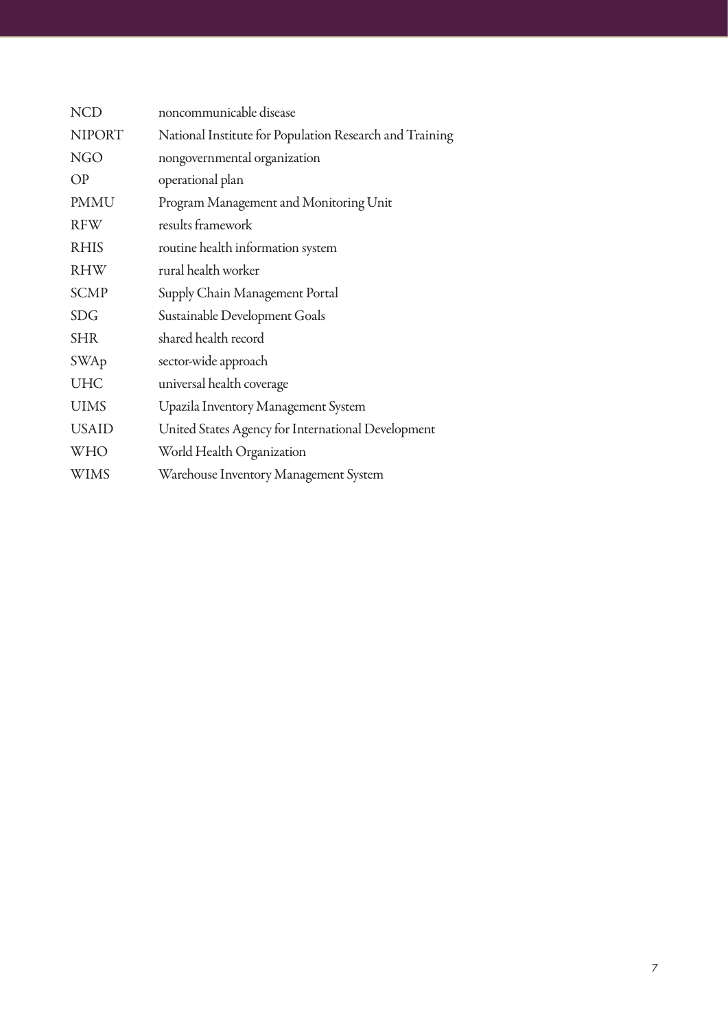| | |
|---|---|
| NCD | noncommunicable disease |
| NIPORT | National Institute for Population Research and Training |
| NGO | nongovernmental organization |
| OP | operational plan |
| PMMU | Program Management and Monitoring Unit |
| RFW | results framework |
| RHIS | routine health information system |
| RHW | rural health worker |
| SCMP | Supply Chain Management Portal |
| SDG | Sustainable Development Goals |
| SHR | shared health record |
| SWAp | sector-wide approach |
| UHC | universal health coverage |
| UIMS | Upazila Inventory Management System |
| USAID | United States Agency for International Development |
| WHO | World Health Organization |
| WIMS | Warehouse Inventory Management System |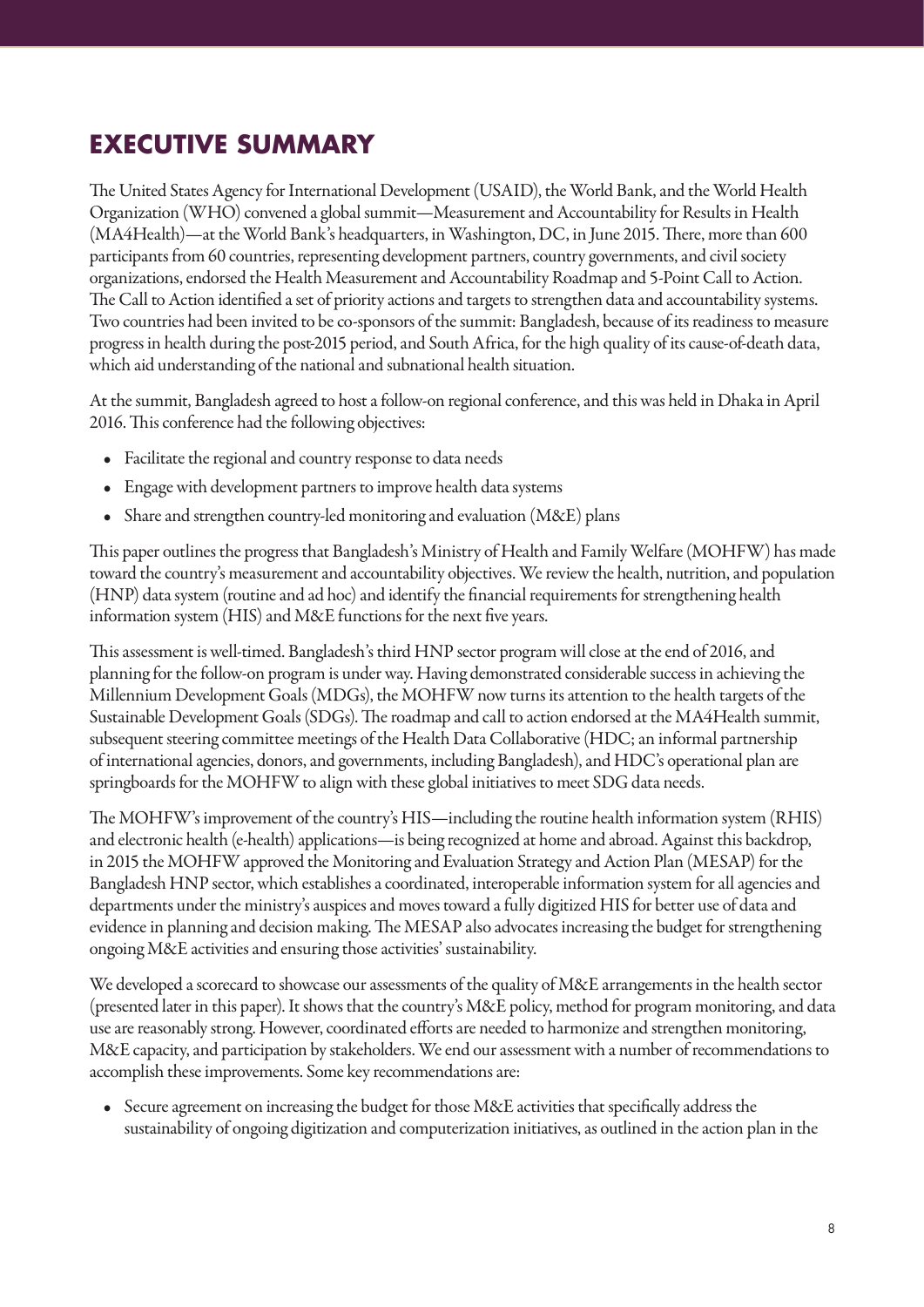# EXECUTIVE SUMMARY

The United States Agency for International Development (USAID), the World Bank, and the World Health Organization (WHO) convened a global summit—Measurement and Accountability for Results in Health (MA4Health)—at the World Bank's headquarters, in Washington, DC, in June 2015. There, more than 600 participants from 60 countries, representing development partners, country governments, and civil society organizations, endorsed the Health Measurement and Accountability Roadmap and 5-Point Call to Action. The Call to Action identified a set of priority actions and targets to strengthen data and accountability systems. Two countries had been invited to be co-sponsors of the summit: Bangladesh, because of its readiness to measure progress in health during the post-2015 period, and South Africa, for the high quality of its cause-of-death data, which aid understanding of the national and subnational health situation.

At the summit, Bangladesh agreed to host a follow-on regional conference, and this was held in Dhaka in April 2016. This conference had the following objectives:

- Facilitate the regional and country response to data needs
- Engage with development partners to improve health data systems
- Share and strengthen country-led monitoring and evaluation (M&E) plans

This paper outlines the progress that Bangladesh's Ministry of Health and Family Welfare (MOHFW) has made toward the country's measurement and accountability objectives. We review the health, nutrition, and population (HNP) data system (routine and ad hoc) and identify the financial requirements for strengthening health information system (HIS) and M&E functions for the next five years.

This assessment is well-timed. Bangladesh's third HNP sector program will close at the end of 2016, and planning for the follow-on program is under way. Having demonstrated considerable success in achieving the Millennium Development Goals (MDGs), the MOHFW now turns its attention to the health targets of the Sustainable Development Goals (SDGs). The roadmap and call to action endorsed at the MA4Health summit, subsequent steering committee meetings of the Health Data Collaborative (HDC; an informal partnership of international agencies, donors, and governments, including Bangladesh), and HDC's operational plan are springboards for the MOHFW to align with these global initiatives to meet SDG data needs.

The MOHFW's improvement of the country's HIS—including the routine health information system (RHIS) and electronic health (e-health) applications—is being recognized at home and abroad. Against this backdrop, in 2015 the MOHFW approved the Monitoring and Evaluation Strategy and Action Plan (MESAP) for the Bangladesh HNP sector, which establishes a coordinated, interoperable information system for all agencies and departments under the ministry's auspices and moves toward a fully digitized HIS for better use of data and evidence in planning and decision making. The MESAP also advocates increasing the budget for strengthening ongoing M&E activities and ensuring those activities' sustainability.

We developed a scorecard to showcase our assessments of the quality of M&E arrangements in the health sector (presented later in this paper). It shows that the country's M&E policy, method for program monitoring, and data use are reasonably strong. However, coordinated efforts are needed to harmonize and strengthen monitoring, M&E capacity, and participation by stakeholders. We end our assessment with a number of recommendations to accomplish these improvements. Some key recommendations are:

- Secure agreement on increasing the budget for those M&E activities that specifically address the sustainability of ongoing digitization and computerization initiatives, as outlined in the action plan in the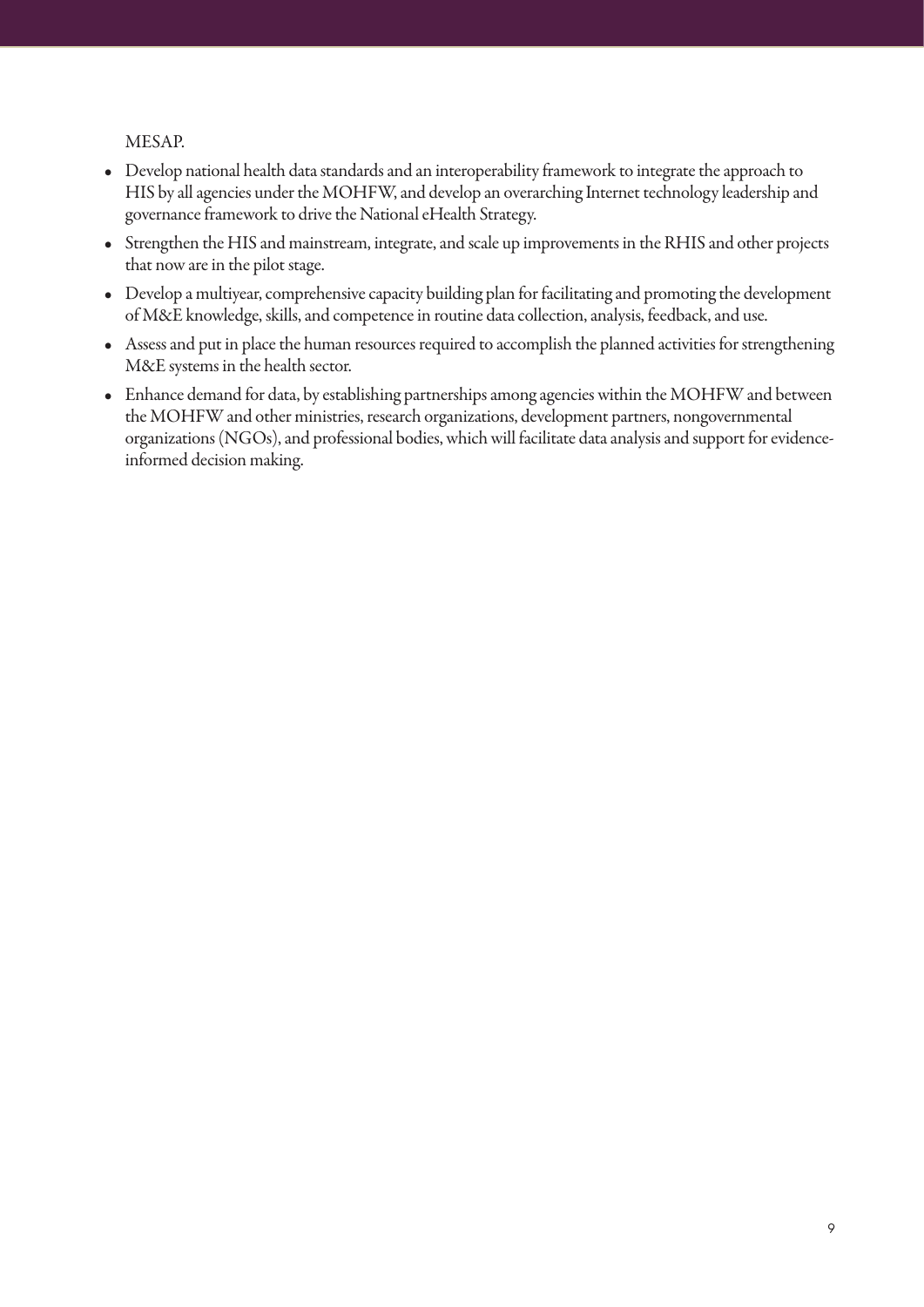MESAP.

- Develop national health data standards and an interoperability framework to integrate the approach to HIS by all agencies under the MOHFW, and develop an overarching Internet technology leadership and governance framework to drive the National eHealth Strategy.
- Strengthen the HIS and mainstream, integrate, and scale up improvements in the RHIS and other projects that now are in the pilot stage.
- Develop a multiyear, comprehensive capacity building plan for facilitating and promoting the development of M&E knowledge, skills, and competence in routine data collection, analysis, feedback, and use.
- Assess and put in place the human resources required to accomplish the planned activities for strengthening M&E systems in the health sector.
- Enhance demand for data, by establishing partnerships among agencies within the MOHFW and between the MOHFW and other ministries, research organizations, development partners, nongovernmental organizations (NGOs), and professional bodies, which will facilitate data analysis and support for evidence-informed decision making.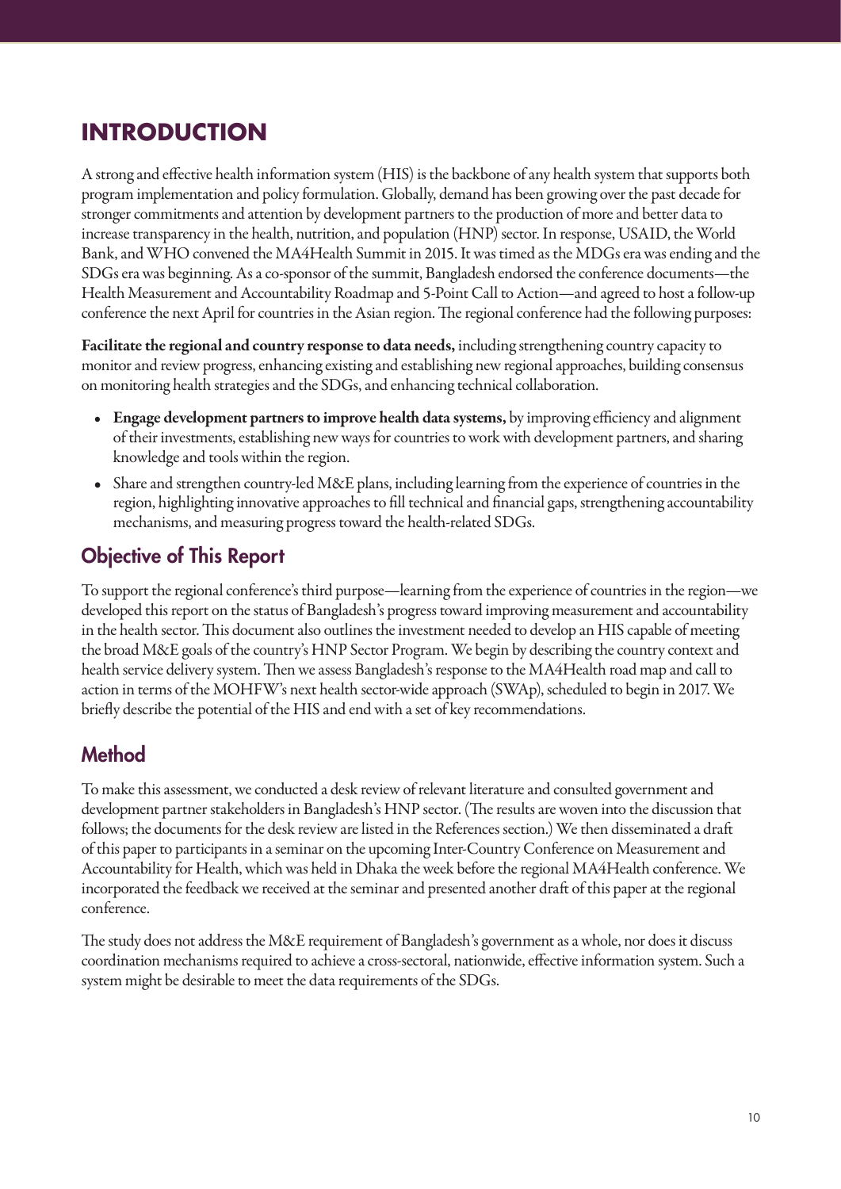# INTRODUCTION

A strong and effective health information system (HIS) is the backbone of any health system that supports both program implementation and policy formulation. Globally, demand has been growing over the past decade for stronger commitments and attention by development partners to the production of more and better data to increase transparency in the health, nutrition, and population (HNP) sector. In response, USAID, the World Bank, and WHO convened the MA4Health Summit in 2015. It was timed as the MDGs era was ending and the SDGs era was beginning. As a co-sponsor of the summit, Bangladesh endorsed the conference documents—the Health Measurement and Accountability Roadmap and 5-Point Call to Action—and agreed to host a follow-up conference the next April for countries in the Asian region. The regional conference had the following purposes:

**Facilitate the regional and country response to data needs,** including strengthening country capacity to monitor and review progress, enhancing existing and establishing new regional approaches, building consensus on monitoring health strategies and the SDGs, and enhancing technical collaboration.

- **Engage development partners to improve health data systems,** by improving efficiency and alignment of their investments, establishing new ways for countries to work with development partners, and sharing knowledge and tools within the region.
- Share and strengthen country-led M&E plans, including learning from the experience of countries in the region, highlighting innovative approaches to fill technical and financial gaps, strengthening accountability mechanisms, and measuring progress toward the health-related SDGs.

## Objective of This Report

To support the regional conference's third purpose—learning from the experience of countries in the region—we developed this report on the status of Bangladesh's progress toward improving measurement and accountability in the health sector. This document also outlines the investment needed to develop an HIS capable of meeting the broad M&E goals of the country's HNP Sector Program. We begin by describing the country context and health service delivery system. Then we assess Bangladesh's response to the MA4Health road map and call to action in terms of the MOHFW's next health sector-wide approach (SWAp), scheduled to begin in 2017. We briefly describe the potential of the HIS and end with a set of key recommendations.

## Method

To make this assessment, we conducted a desk review of relevant literature and consulted government and development partner stakeholders in Bangladesh's HNP sector. (The results are woven into the discussion that follows; the documents for the desk review are listed in the References section.) We then disseminated a draft of this paper to participants in a seminar on the upcoming Inter-Country Conference on Measurement and Accountability for Health, which was held in Dhaka the week before the regional MA4Health conference. We incorporated the feedback we received at the seminar and presented another draft of this paper at the regional conference.

The study does not address the M&E requirement of Bangladesh's government as a whole, nor does it discuss coordination mechanisms required to achieve a cross-sectoral, nationwide, effective information system. Such a system might be desirable to meet the data requirements of the SDGs.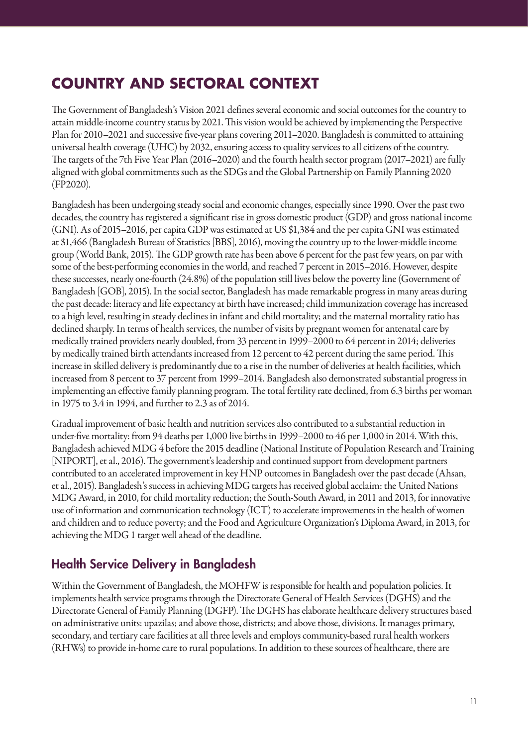# COUNTRY AND SECTORAL CONTEXT

The Government of Bangladesh's Vision 2021 defines several economic and social outcomes for the country to attain middle-income country status by 2021. This vision would be achieved by implementing the Perspective Plan for 2010–2021 and successive five-year plans covering 2011–2020. Bangladesh is committed to attaining universal health coverage (UHC) by 2032, ensuring access to quality services to all citizens of the country. The targets of the 7th Five Year Plan (2016–2020) and the fourth health sector program (2017–2021) are fully aligned with global commitments such as the SDGs and the Global Partnership on Family Planning 2020 (FP2020).

Bangladesh has been undergoing steady social and economic changes, especially since 1990. Over the past two decades, the country has registered a significant rise in gross domestic product (GDP) and gross national income (GNI). As of 2015–2016, per capita GDP was estimated at US $1,384 and the per capita GNI was estimated at $1,466 (Bangladesh Bureau of Statistics [BBS], 2016), moving the country up to the lower-middle income group (World Bank, 2015). The GDP growth rate has been above 6 percent for the past few years, on par with some of the best-performing economies in the world, and reached 7 percent in 2015–2016. However, despite these successes, nearly one-fourth (24.8%) of the population still lives below the poverty line (Government of Bangladesh [GOB], 2015). In the social sector, Bangladesh has made remarkable progress in many areas during the past decade: literacy and life expectancy at birth have increased; child immunization coverage has increased to a high level, resulting in steady declines in infant and child mortality; and the maternal mortality ratio has declined sharply. In terms of health services, the number of visits by pregnant women for antenatal care by medically trained providers nearly doubled, from 33 percent in 1999–2000 to 64 percent in 2014; deliveries by medically trained birth attendants increased from 12 percent to 42 percent during the same period. This increase in skilled delivery is predominantly due to a rise in the number of deliveries at health facilities, which increased from 8 percent to 37 percent from 1999–2014. Bangladesh also demonstrated substantial progress in implementing an effective family planning program. The total fertility rate declined, from 6.3 births per woman in 1975 to 3.4 in 1994, and further to 2.3 as of 2014.

Gradual improvement of basic health and nutrition services also contributed to a substantial reduction in under-five mortality: from 94 deaths per 1,000 live births in 1999–2000 to 46 per 1,000 in 2014. With this, Bangladesh achieved MDG 4 before the 2015 deadline (National Institute of Population Research and Training [NIPORT], et al., 2016). The government's leadership and continued support from development partners contributed to an accelerated improvement in key HNP outcomes in Bangladesh over the past decade (Ahsan, et al., 2015). Bangladesh's success in achieving MDG targets has received global acclaim: the United Nations MDG Award, in 2010, for child mortality reduction; the South-South Award, in 2011 and 2013, for innovative use of information and communication technology (ICT) to accelerate improvements in the health of women and children and to reduce poverty; and the Food and Agriculture Organization's Diploma Award, in 2013, for achieving the MDG 1 target well ahead of the deadline.

## Health Service Delivery in Bangladesh

Within the Government of Bangladesh, the MOHFW is responsible for health and population policies. It implements health service programs through the Directorate General of Health Services (DGHS) and the Directorate General of Family Planning (DGFP). The DGHS has elaborate healthcare delivery structures based on administrative units: upazilas; and above those, districts; and above those, divisions. It manages primary, secondary, and tertiary care facilities at all three levels and employs community-based rural health workers (RHWs) to provide in-home care to rural populations. In addition to these sources of healthcare, there are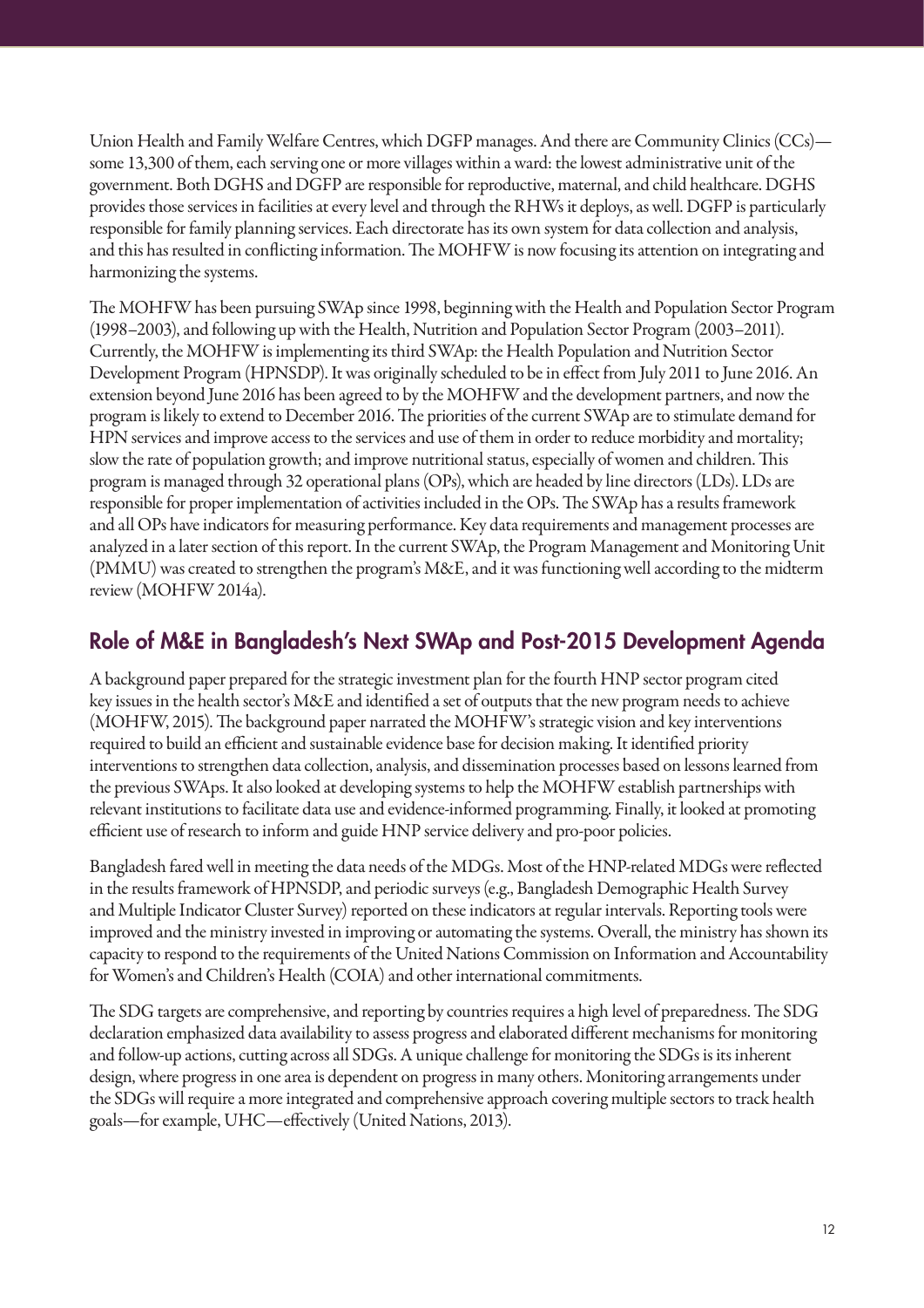Union Health and Family Welfare Centres, which DGFP manages. And there are Community Clinics (CCs)—some 13,300 of them, each serving one or more villages within a ward: the lowest administrative unit of the government. Both DGHS and DGFP are responsible for reproductive, maternal, and child healthcare. DGHS provides those services in facilities at every level and through the RHWs it deploys, as well. DGFP is particularly responsible for family planning services. Each directorate has its own system for data collection and analysis, and this has resulted in conflicting information. The MOHFW is now focusing its attention on integrating and harmonizing the systems.

The MOHFW has been pursuing SWAp since 1998, beginning with the Health and Population Sector Program (1998–2003), and following up with the Health, Nutrition and Population Sector Program (2003–2011). Currently, the MOHFW is implementing its third SWAp: the Health Population and Nutrition Sector Development Program (HPNSDP). It was originally scheduled to be in effect from July 2011 to June 2016. An extension beyond June 2016 has been agreed to by the MOHFW and the development partners, and now the program is likely to extend to December 2016. The priorities of the current SWAp are to stimulate demand for HPN services and improve access to the services and use of them in order to reduce morbidity and mortality; slow the rate of population growth; and improve nutritional status, especially of women and children. This program is managed through 32 operational plans (OPs), which are headed by line directors (LDs). LDs are responsible for proper implementation of activities included in the OPs. The SWAp has a results framework and all OPs have indicators for measuring performance. Key data requirements and management processes are analyzed in a later section of this report. In the current SWAp, the Program Management and Monitoring Unit (PMMU) was created to strengthen the program's M&E, and it was functioning well according to the midterm review (MOHFW 2014a).

## Role of M&E in Bangladesh's Next SWAp and Post-2015 Development Agenda

A background paper prepared for the strategic investment plan for the fourth HNP sector program cited key issues in the health sector's M&E and identified a set of outputs that the new program needs to achieve (MOHFW, 2015). The background paper narrated the MOHFW's strategic vision and key interventions required to build an efficient and sustainable evidence base for decision making. It identified priority interventions to strengthen data collection, analysis, and dissemination processes based on lessons learned from the previous SWAps. It also looked at developing systems to help the MOHFW establish partnerships with relevant institutions to facilitate data use and evidence-informed programming. Finally, it looked at promoting efficient use of research to inform and guide HNP service delivery and pro-poor policies.

Bangladesh fared well in meeting the data needs of the MDGs. Most of the HNP-related MDGs were reflected in the results framework of HPNSDP, and periodic surveys (e.g., Bangladesh Demographic Health Survey and Multiple Indicator Cluster Survey) reported on these indicators at regular intervals. Reporting tools were improved and the ministry invested in improving or automating the systems. Overall, the ministry has shown its capacity to respond to the requirements of the United Nations Commission on Information and Accountability for Women's and Children's Health (COIA) and other international commitments.

The SDG targets are comprehensive, and reporting by countries requires a high level of preparedness. The SDG declaration emphasized data availability to assess progress and elaborated different mechanisms for monitoring and follow-up actions, cutting across all SDGs. A unique challenge for monitoring the SDGs is its inherent design, where progress in one area is dependent on progress in many others. Monitoring arrangements under the SDGs will require a more integrated and comprehensive approach covering multiple sectors to track health goals—for example, UHC—effectively (United Nations, 2013).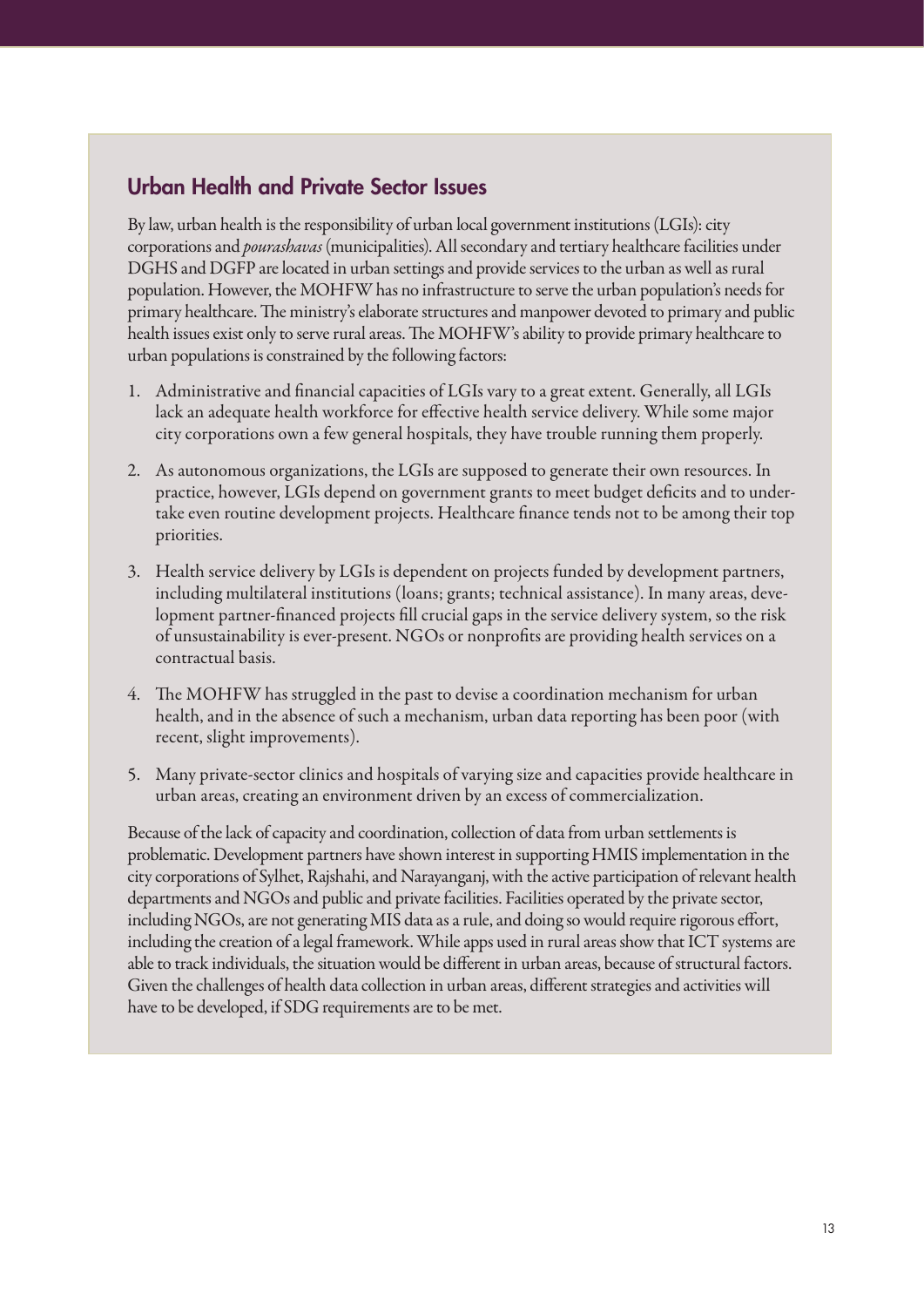## Urban Health and Private Sector Issues

By law, urban health is the responsibility of urban local government institutions (LGIs): city corporations and *pourashavas* (municipalities). All secondary and tertiary healthcare facilities under DGHS and DGFP are located in urban settings and provide services to the urban as well as rural population. However, the MOHFW has no infrastructure to serve the urban population's needs for primary healthcare. The ministry's elaborate structures and manpower devoted to primary and public health issues exist only to serve rural areas. The MOHFW's ability to provide primary healthcare to urban populations is constrained by the following factors:

1. Administrative and financial capacities of LGIs vary to a great extent. Generally, all LGIs lack an adequate health workforce for effective health service delivery. While some major city corporations own a few general hospitals, they have trouble running them properly.
2. As autonomous organizations, the LGIs are supposed to generate their own resources. In practice, however, LGIs depend on government grants to meet budget deficits and to undertake even routine development projects. Healthcare finance tends not to be among their top priorities.
3. Health service delivery by LGIs is dependent on projects funded by development partners, including multilateral institutions (loans; grants; technical assistance). In many areas, development partner-financed projects fill crucial gaps in the service delivery system, so the risk of unsustainability is ever-present. NGOs or nonprofits are providing health services on a contractual basis.
4. The MOHFW has struggled in the past to devise a coordination mechanism for urban health, and in the absence of such a mechanism, urban data reporting has been poor (with recent, slight improvements).
5. Many private-sector clinics and hospitals of varying size and capacities provide healthcare in urban areas, creating an environment driven by an excess of commercialization.

Because of the lack of capacity and coordination, collection of data from urban settlements is problematic. Development partners have shown interest in supporting HMIS implementation in the city corporations of Sylhet, Rajshahi, and Narayanganj, with the active participation of relevant health departments and NGOs and public and private facilities. Facilities operated by the private sector, including NGOs, are not generating MIS data as a rule, and doing so would require rigorous effort, including the creation of a legal framework. While apps used in rural areas show that ICT systems are able to track individuals, the situation would be different in urban areas, because of structural factors. Given the challenges of health data collection in urban areas, different strategies and activities will have to be developed, if SDG requirements are to be met.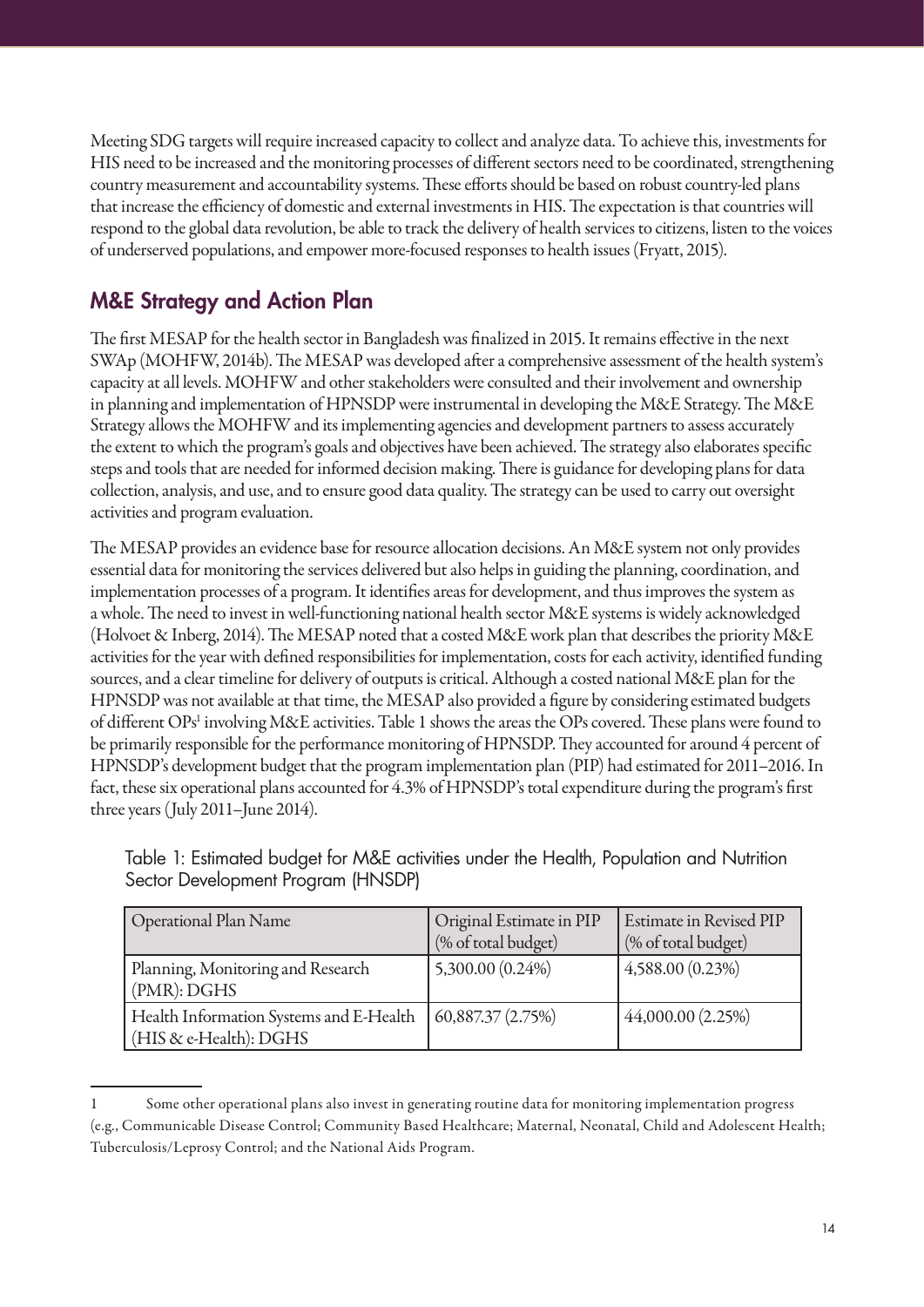Meeting SDG targets will require increased capacity to collect and analyze data. To achieve this, investments for HIS need to be increased and the monitoring processes of different sectors need to be coordinated, strengthening country measurement and accountability systems. These efforts should be based on robust country-led plans that increase the efficiency of domestic and external investments in HIS. The expectation is that countries will respond to the global data revolution, be able to track the delivery of health services to citizens, listen to the voices of underserved populations, and empower more-focused responses to health issues (Fryatt, 2015).

## M&E Strategy and Action Plan

The first MESAP for the health sector in Bangladesh was finalized in 2015. It remains effective in the next SWAp (MOHFW, 2014b). The MESAP was developed after a comprehensive assessment of the health system's capacity at all levels. MOHFW and other stakeholders were consulted and their involvement and ownership in planning and implementation of HPNSDP were instrumental in developing the M&E Strategy. The M&E Strategy allows the MOHFW and its implementing agencies and development partners to assess accurately the extent to which the program's goals and objectives have been achieved. The strategy also elaborates specific steps and tools that are needed for informed decision making. There is guidance for developing plans for data collection, analysis, and use, and to ensure good data quality. The strategy can be used to carry out oversight activities and program evaluation.

The MESAP provides an evidence base for resource allocation decisions. An M&E system not only provides essential data for monitoring the services delivered but also helps in guiding the planning, coordination, and implementation processes of a program. It identifies areas for development, and thus improves the system as a whole. The need to invest in well-functioning national health sector M&E systems is widely acknowledged (Holvoet & Inberg, 2014). The MESAP noted that a costed M&E work plan that describes the priority M&E activities for the year with defined responsibilities for implementation, costs for each activity, identified funding sources, and a clear timeline for delivery of outputs is critical. Although a costed national M&E plan for the HPNSDP was not available at that time, the MESAP also provided a figure by considering estimated budgets of different OPs[1] involving M&E activities. Table 1 shows the areas the OPs covered. These plans were found to be primarily responsible for the performance monitoring of HPNSDP. They accounted for around 4 percent of HPNSDP's development budget that the program implementation plan (PIP) had estimated for 2011–2016. In fact, these six operational plans accounted for 4.3% of HPNSDP's total expenditure during the program's first three years (July 2011–June 2014).

Table 1: Estimated budget for M&E activities under the Health, Population and Nutrition Sector Development Program (HNSDP)

| Operational Plan Name | Original Estimate in PIP (% of total budget) | Estimate in Revised PIP (% of total budget) |
|---|---|---|
| Planning, Monitoring and Research (PMR): DGHS | 5,300.00 (0.24%) | 4,588.00 (0.23%) |
| Health Information Systems and E-Health (HIS & e-Health): DGHS | 60,887.37 (2.75%) | 44,000.00 (2.25%) |

1 Some other operational plans also invest in generating routine data for monitoring implementation progress (e.g., Communicable Disease Control; Community Based Healthcare; Maternal, Neonatal, Child and Adolescent Health; Tuberculosis/Leprosy Control; and the National Aids Program.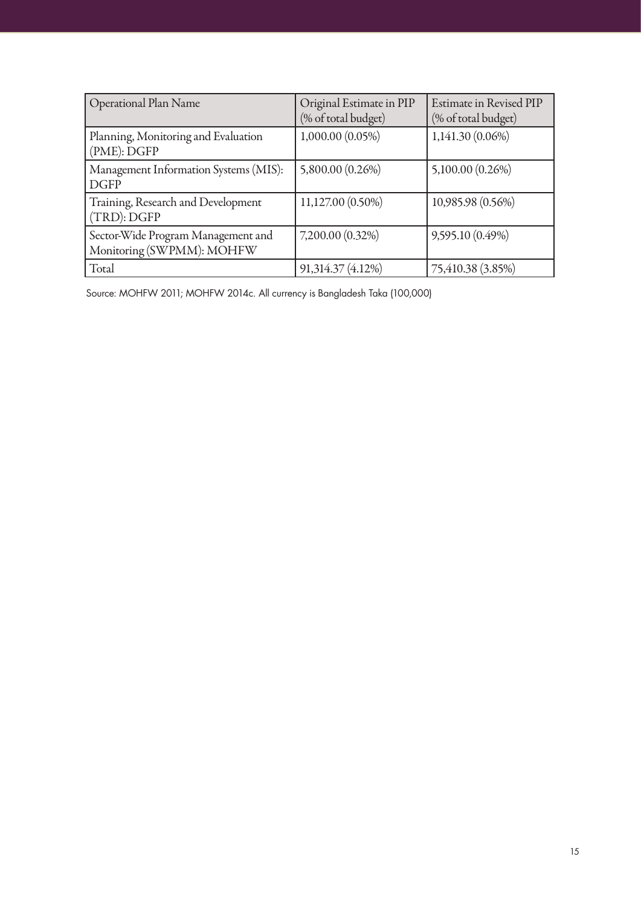| Operational Plan Name | Original Estimate in PIP (% of total budget) | Estimate in Revised PIP (% of total budget) |
|---|---|---|
| Planning, Monitoring and Evaluation (PME): DGFP | 1,000.00 (0.05%) | 1,141.30 (0.06%) |
| Management Information Systems (MIS): DGFP | 5,800.00 (0.26%) | 5,100.00 (0.26%) |
| Training, Research and Development (TRD): DGFP | 11,127.00 (0.50%) | 10,985.98 (0.56%) |
| Sector-Wide Program Management and Monitoring (SWPMM): MOHFW | 7,200.00 (0.32%) | 9,595.10 (0.49%) |
| Total | 91,314.37 (4.12%) | 75,410.38 (3.85%) |

Source: MOHFW 2011; MOHFW 2014c. All currency is Bangladesh Taka (100,000)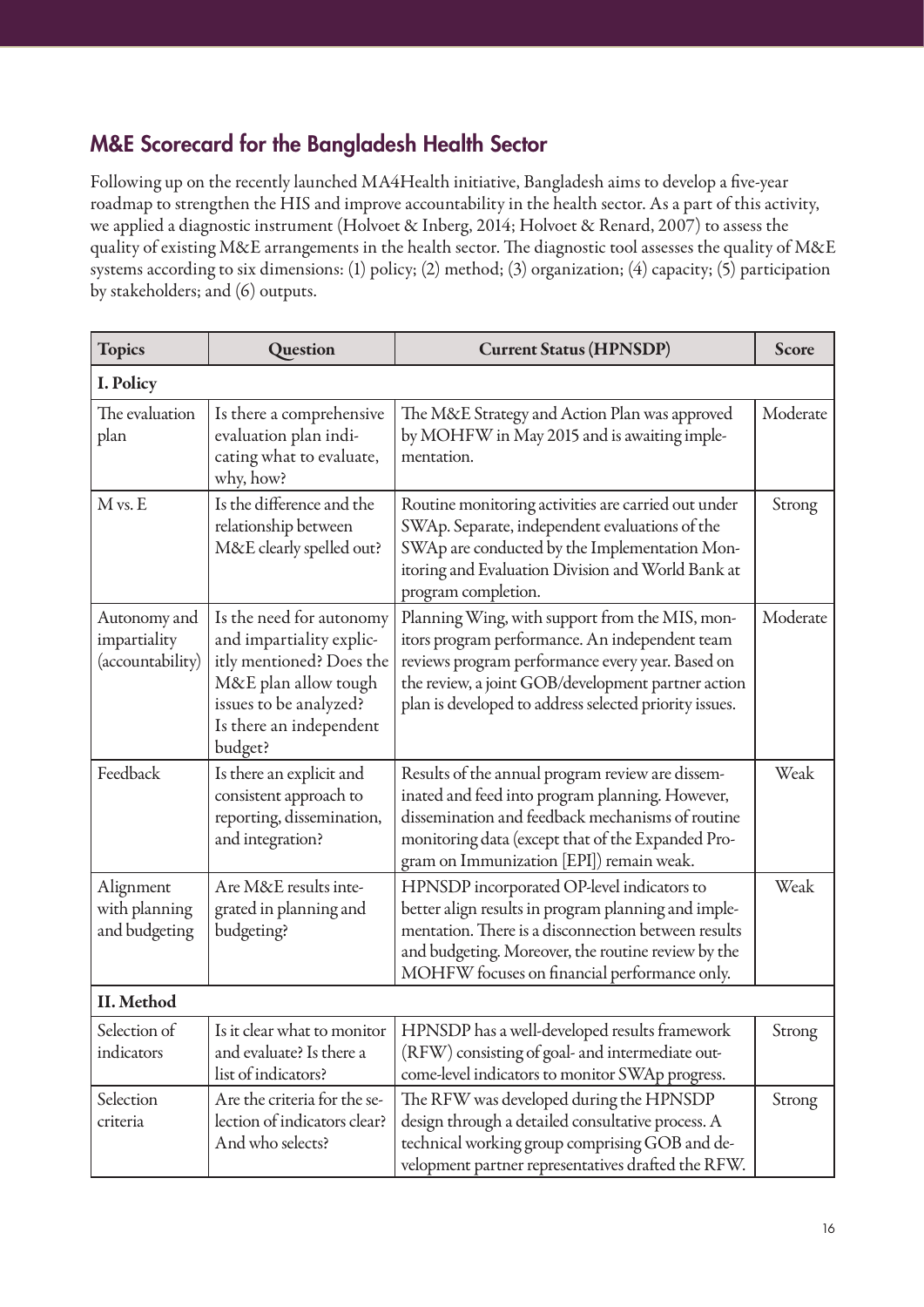## M&E Scorecard for the Bangladesh Health Sector

Following up on the recently launched MA4Health initiative, Bangladesh aims to develop a five-year roadmap to strengthen the HIS and improve accountability in the health sector. As a part of this activity, we applied a diagnostic instrument (Holvoet & Inberg, 2014; Holvoet & Renard, 2007) to assess the quality of existing M&E arrangements in the health sector. The diagnostic tool assesses the quality of M&E systems according to six dimensions: (1) policy; (2) method; (3) organization; (4) capacity; (5) participation by stakeholders; and (6) outputs.

| Topics | Question | Current Status (HPNSDP) | Score |
|---|---|---|---|
| **I. Policy** | | | |
| The evaluation plan | Is there a comprehensive evaluation plan indicating what to evaluate, why, how? | The M&E Strategy and Action Plan was approved by MOHFW in May 2015 and is awaiting implementation. | Moderate |
| M vs. E | Is the difference and the relationship between M&E clearly spelled out? | Routine monitoring activities are carried out under SWAp. Separate, independent evaluations of the SWAp are conducted by the Implementation Monitoring and Evaluation Division and World Bank at program completion. | Strong |
| Autonomy and impartiality (accountability) | Is the need for autonomy and impartiality explicitly mentioned? Does the M&E plan allow tough issues to be analyzed? Is there an independent budget? | Planning Wing, with support from the MIS, monitors program performance. An independent team reviews program performance every year. Based on the review, a joint GOB/development partner action plan is developed to address selected priority issues. | Moderate |
| Feedback | Is there an explicit and consistent approach to reporting, dissemination, and integration? | Results of the annual program review are disseminated and feed into program planning. However, dissemination and feedback mechanisms of routine monitoring data (except that of the Expanded Program on Immunization [EPI]) remain weak. | Weak |
| Alignment with planning and budgeting | Are M&E results integrated in planning and budgeting? | HPNSDP incorporated OP-level indicators to better align results in program planning and implementation. There is a disconnection between results and budgeting. Moreover, the routine review by the MOHFW focuses on financial performance only. | Weak |
| **II. Method** | | | |
| Selection of indicators | Is it clear what to monitor and evaluate? Is there a list of indicators? | HPNSDP has a well-developed results framework (RFW) consisting of goal- and intermediate outcome-level indicators to monitor SWAp progress. | Strong |
| Selection criteria | Are the criteria for the selection of indicators clear? And who selects? | The RFW was developed during the HPNSDP design through a detailed consultative process. A technical working group comprising GOB and development partner representatives drafted the RFW. | Strong |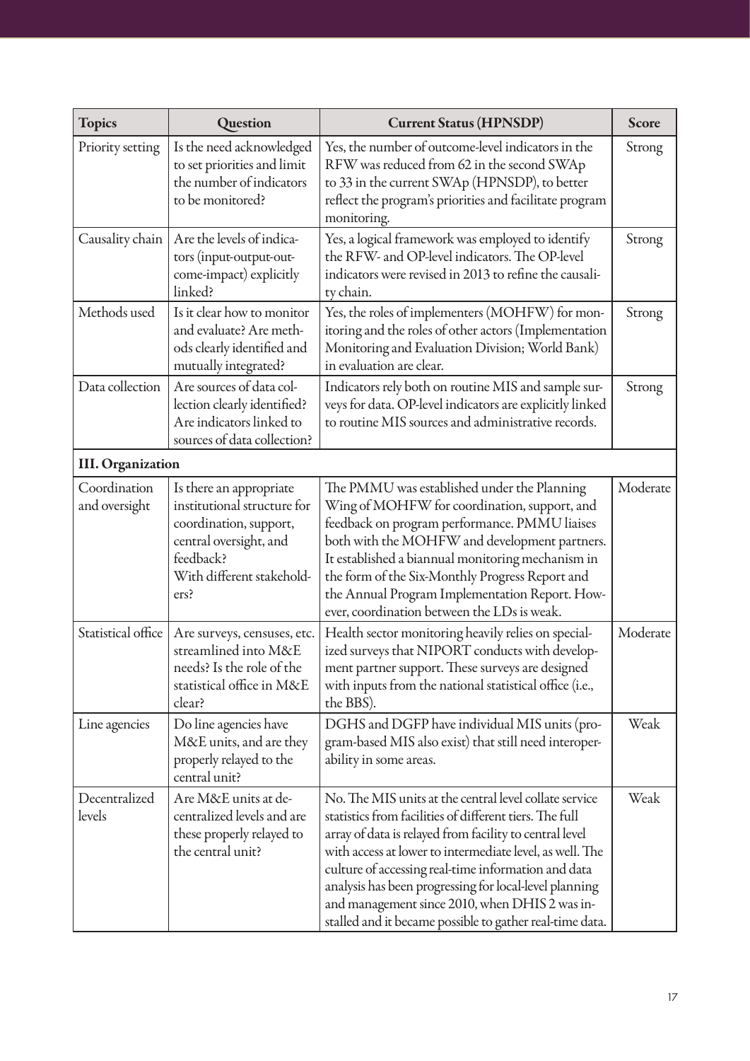| Topics | Question | Current Status (HPNSDP) | Score |
|---|---|---|---|
| Priority setting | Is the need acknowledged to set priorities and limit the number of indicators to be monitored? | Yes, the number of outcome-level indicators in the RFW was reduced from 62 in the second SWAp to 33 in the current SWAp (HPNSDP), to better reflect the program's priorities and facilitate program monitoring. | Strong |
| Causality chain | Are the levels of indicators (input-output-outcome-impact) explicitly linked? | Yes, a logical framework was employed to identify the RFW- and OP-level indicators. The OP-level indicators were revised in 2013 to refine the causality chain. | Strong |
| Methods used | Is it clear how to monitor and evaluate? Are methods clearly identified and mutually integrated? | Yes, the roles of implementers (MOHFW) for monitoring and the roles of other actors (Implementation Monitoring and Evaluation Division; World Bank) in evaluation are clear. | Strong |
| Data collection | Are sources of data collection clearly identified? Are indicators linked to sources of data collection? | Indicators rely both on routine MIS and sample surveys for data. OP-level indicators are explicitly linked to routine MIS sources and administrative records. | Strong |
| **III. Organization** | | | |
| Coordination and oversight | Is there an appropriate institutional structure for coordination, support, central oversight, and feedback? With different stakeholders? | The PMMU was established under the Planning Wing of MOHFW for coordination, support, and feedback on program performance. PMMU liaises both with the MOHFW and development partners. It established a biannual monitoring mechanism in the form of the Six-Monthly Progress Report and the Annual Program Implementation Report. However, coordination between the LDs is weak. | Moderate |
| Statistical office | Are surveys, censuses, etc. streamlined into M&E needs? Is the role of the statistical office in M&E clear? | Health sector monitoring heavily relies on specialized surveys that NIPORT conducts with development partner support. These surveys are designed with inputs from the national statistical office (i.e., the BBS). | Moderate |
| Line agencies | Do line agencies have M&E units, and are they properly relayed to the central unit? | DGHS and DGFP have individual MIS units (program-based MIS also exist) that still need interoperability in some areas. | Weak |
| Decentralized levels | Are M&E units at decentralized levels and are these properly relayed to the central unit? | No. The MIS units at the central level collate service statistics from facilities of different tiers. The full array of data is relayed from facility to central level with access at lower to intermediate level, as well. The culture of accessing real-time information and data analysis has been progressing for local-level planning and management since 2010, when DHIS 2 was installed and it became possible to gather real-time data. | Weak |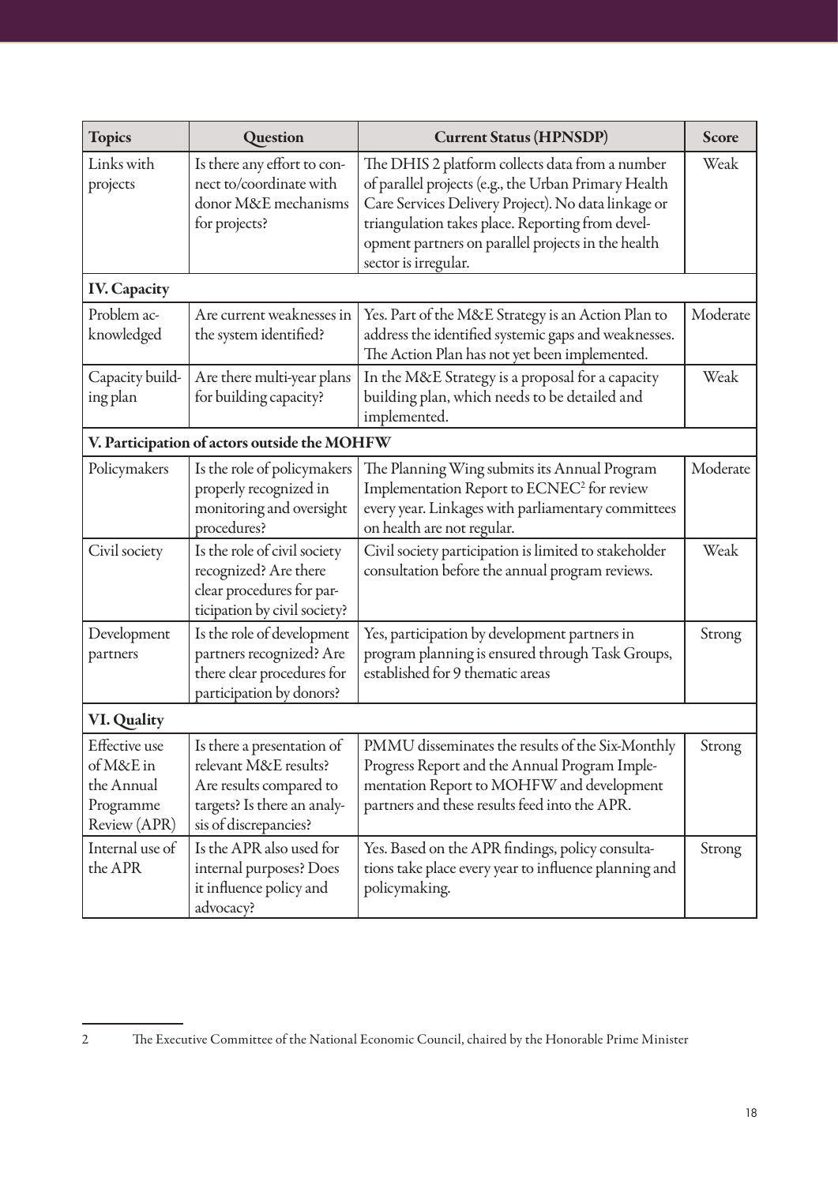| Topics | Question | Current Status (HPNSDP) | Score |
|---|---|---|---|
| Links with projects | Is there any effort to connect to/coordinate with donor M&E mechanisms for projects? | The DHIS 2 platform collects data from a number of parallel projects (e.g., the Urban Primary Health Care Services Delivery Project). No data linkage or triangulation takes place. Reporting from development partners on parallel projects in the health sector is irregular. | Weak |
| **IV. Capacity** | | | |
| Problem acknowledged | Are current weaknesses in the system identified? | Yes. Part of the M&E Strategy is an Action Plan to address the identified systemic gaps and weaknesses. The Action Plan has not yet been implemented. | Moderate |
| Capacity building plan | Are there multi-year plans for building capacity? | In the M&E Strategy is a proposal for a capacity building plan, which needs to be detailed and implemented. | Weak |
| **V. Participation of actors outside the MOHFW** | | | |
| Policymakers | Is the role of policymakers properly recognized in monitoring and oversight procedures? | The Planning Wing submits its Annual Program Implementation Report to ECNEC[2] for review every year. Linkages with parliamentary committees on health are not regular. | Moderate |
| Civil society | Is the role of civil society recognized? Are there clear procedures for participation by civil society? | Civil society participation is limited to stakeholder consultation before the annual program reviews. | Weak |
| Development partners | Is the role of development partners recognized? Are there clear procedures for participation by donors? | Yes, participation by development partners in program planning is ensured through Task Groups, established for 9 thematic areas | Strong |
| **VI. Quality** | | | |
| Effective use of M&E in the Annual Programme Review (APR) | Is there a presentation of relevant M&E results? Are results compared to targets? Is there an analysis of discrepancies? | PMMU disseminates the results of the Six-Monthly Progress Report and the Annual Program Implementation Report to MOHFW and development partners and these results feed into the APR. | Strong |
| Internal use of the APR | Is the APR also used for internal purposes? Does it influence policy and advocacy? | Yes. Based on the APR findings, policy consultations take place every year to influence planning and policymaking. | Strong |

2 The Executive Committee of the National Economic Council, chaired by the Honorable Prime Minister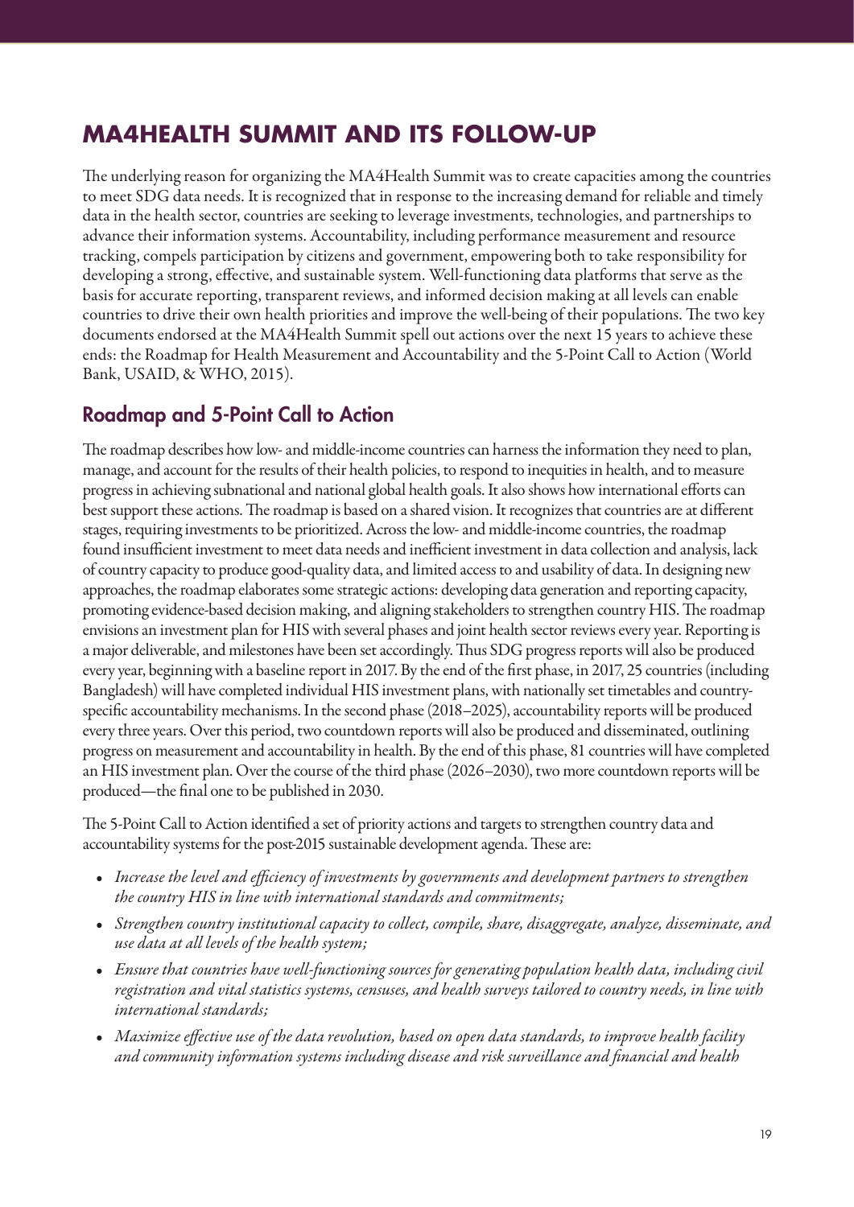# MA4HEALTH SUMMIT AND ITS FOLLOW-UP

The underlying reason for organizing the MA4Health Summit was to create capacities among the countries to meet SDG data needs. It is recognized that in response to the increasing demand for reliable and timely data in the health sector, countries are seeking to leverage investments, technologies, and partnerships to advance their information systems. Accountability, including performance measurement and resource tracking, compels participation by citizens and government, empowering both to take responsibility for developing a strong, effective, and sustainable system. Well-functioning data platforms that serve as the basis for accurate reporting, transparent reviews, and informed decision making at all levels can enable countries to drive their own health priorities and improve the well-being of their populations. The two key documents endorsed at the MA4Health Summit spell out actions over the next 15 years to achieve these ends: the Roadmap for Health Measurement and Accountability and the 5-Point Call to Action (World Bank, USAID, & WHO, 2015).

## Roadmap and 5-Point Call to Action

The roadmap describes how low- and middle-income countries can harness the information they need to plan, manage, and account for the results of their health policies, to respond to inequities in health, and to measure progress in achieving subnational and national global health goals. It also shows how international efforts can best support these actions. The roadmap is based on a shared vision. It recognizes that countries are at different stages, requiring investments to be prioritized. Across the low- and middle-income countries, the roadmap found insufficient investment to meet data needs and inefficient investment in data collection and analysis, lack of country capacity to produce good-quality data, and limited access to and usability of data. In designing new approaches, the roadmap elaborates some strategic actions: developing data generation and reporting capacity, promoting evidence-based decision making, and aligning stakeholders to strengthen country HIS. The roadmap envisions an investment plan for HIS with several phases and joint health sector reviews every year. Reporting is a major deliverable, and milestones have been set accordingly. Thus SDG progress reports will also be produced every year, beginning with a baseline report in 2017. By the end of the first phase, in 2017, 25 countries (including Bangladesh) will have completed individual HIS investment plans, with nationally set timetables and country-specific accountability mechanisms. In the second phase (2018–2025), accountability reports will be produced every three years. Over this period, two countdown reports will also be produced and disseminated, outlining progress on measurement and accountability in health. By the end of this phase, 81 countries will have completed an HIS investment plan. Over the course of the third phase (2026–2030), two more countdown reports will be produced—the final one to be published in 2030.

The 5-Point Call to Action identified a set of priority actions and targets to strengthen country data and accountability systems for the post-2015 sustainable development agenda. These are:

- *Increase the level and efficiency of investments by governments and development partners to strengthen the country HIS in line with international standards and commitments;*
- *Strengthen country institutional capacity to collect, compile, share, disaggregate, analyze, disseminate, and use data at all levels of the health system;*
- *Ensure that countries have well-functioning sources for generating population health data, including civil registration and vital statistics systems, censuses, and health surveys tailored to country needs, in line with international standards;*
- *Maximize effective use of the data revolution, based on open data standards, to improve health facility and community information systems including disease and risk surveillance and financial and health*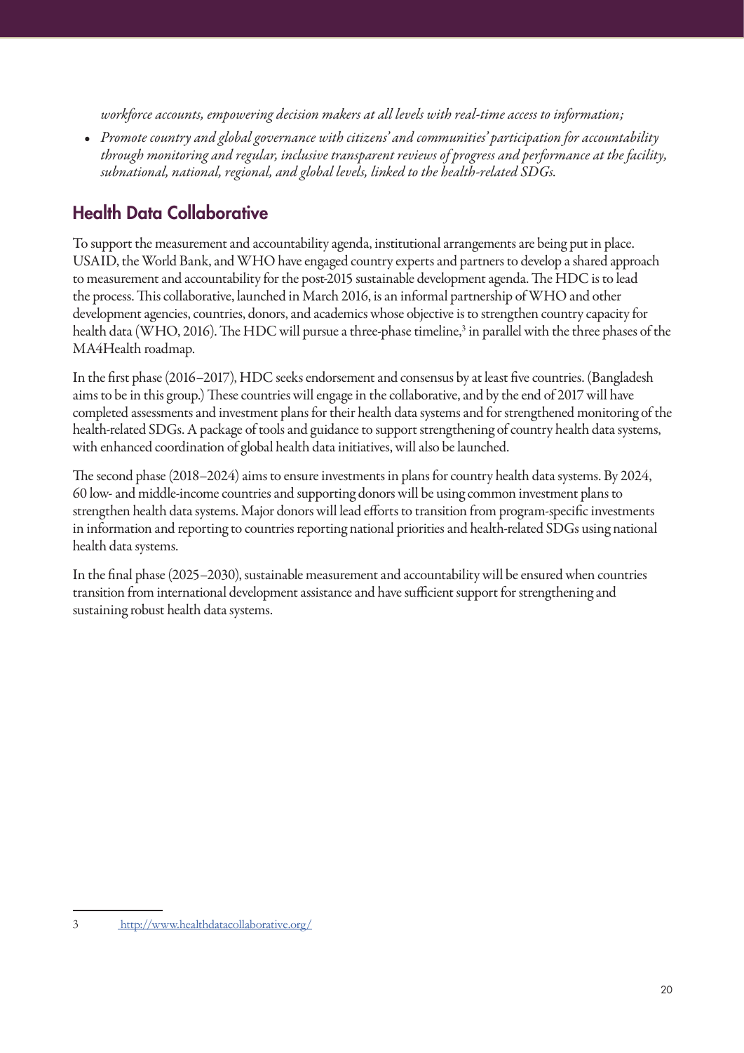*workforce accounts, empowering decision makers at all levels with real-time access to information;*

- *Promote country and global governance with citizens' and communities' participation for accountability through monitoring and regular, inclusive transparent reviews of progress and performance at the facility, subnational, national, regional, and global levels, linked to the health-related SDGs.*

## Health Data Collaborative

To support the measurement and accountability agenda, institutional arrangements are being put in place. USAID, the World Bank, and WHO have engaged country experts and partners to develop a shared approach to measurement and accountability for the post-2015 sustainable development agenda. The HDC is to lead the process. This collaborative, launched in March 2016, is an informal partnership of WHO and other development agencies, countries, donors, and academics whose objective is to strengthen country capacity for health data (WHO, 2016). The HDC will pursue a three-phase timeline,[3] in parallel with the three phases of the MA4Health roadmap.

In the first phase (2016–2017), HDC seeks endorsement and consensus by at least five countries. (Bangladesh aims to be in this group.) These countries will engage in the collaborative, and by the end of 2017 will have completed assessments and investment plans for their health data systems and for strengthened monitoring of the health-related SDGs. A package of tools and guidance to support strengthening of country health data systems, with enhanced coordination of global health data initiatives, will also be launched.

The second phase (2018–2024) aims to ensure investments in plans for country health data systems. By 2024, 60 low- and middle-income countries and supporting donors will be using common investment plans to strengthen health data systems. Major donors will lead efforts to transition from program-specific investments in information and reporting to countries reporting national priorities and health-related SDGs using national health data systems.

In the final phase (2025–2030), sustainable measurement and accountability will be ensured when countries transition from international development assistance and have sufficient support for strengthening and sustaining robust health data systems.

---

3 http://www.healthdatacollaborative.org/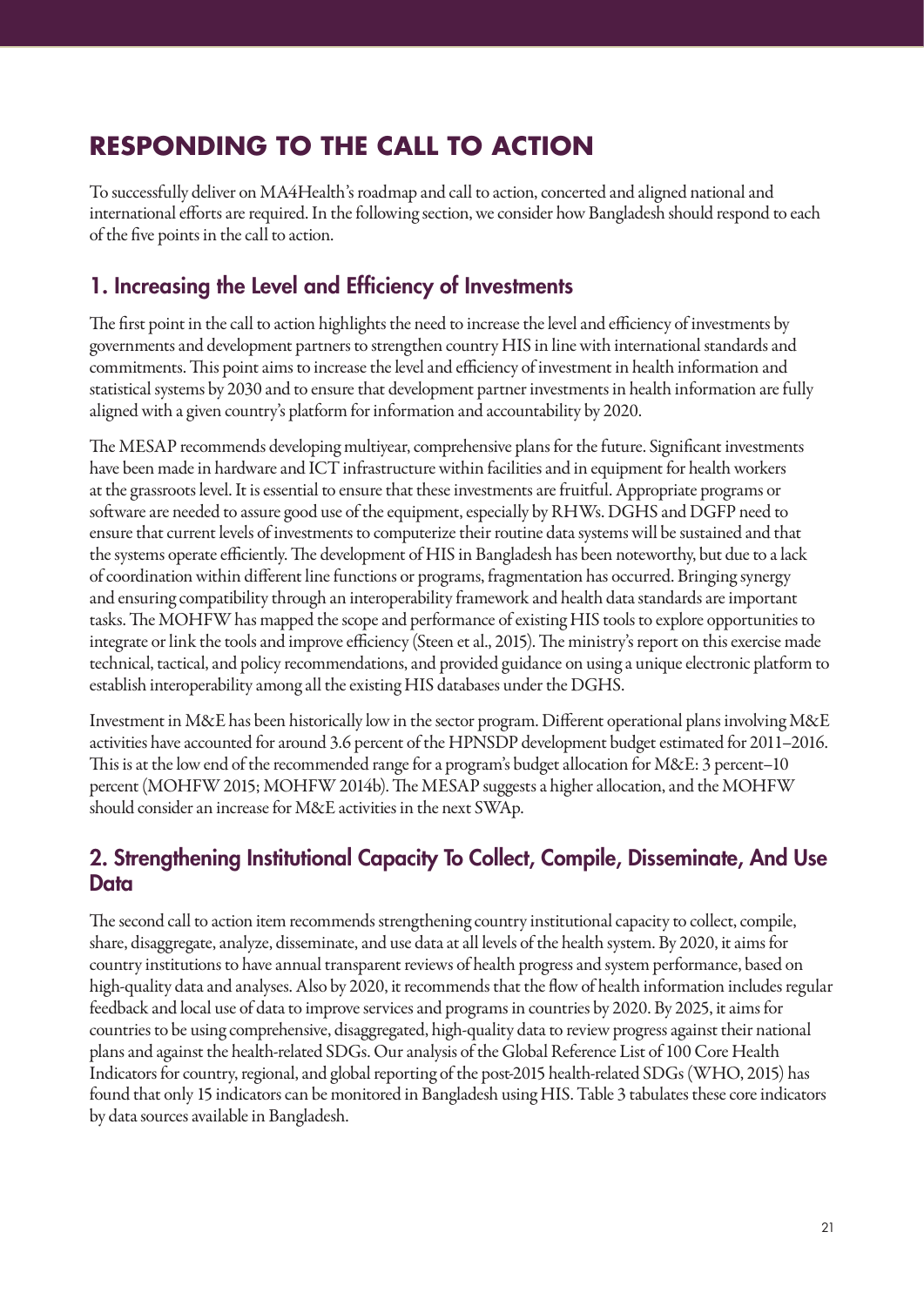# RESPONDING TO THE CALL TO ACTION

To successfully deliver on MA4Health's roadmap and call to action, concerted and aligned national and international efforts are required. In the following section, we consider how Bangladesh should respond to each of the five points in the call to action.

## 1. Increasing the Level and Efficiency of Investments

The first point in the call to action highlights the need to increase the level and efficiency of investments by governments and development partners to strengthen country HIS in line with international standards and commitments. This point aims to increase the level and efficiency of investment in health information and statistical systems by 2030 and to ensure that development partner investments in health information are fully aligned with a given country's platform for information and accountability by 2020.

The MESAP recommends developing multiyear, comprehensive plans for the future. Significant investments have been made in hardware and ICT infrastructure within facilities and in equipment for health workers at the grassroots level. It is essential to ensure that these investments are fruitful. Appropriate programs or software are needed to assure good use of the equipment, especially by RHWs. DGHS and DGFP need to ensure that current levels of investments to computerize their routine data systems will be sustained and that the systems operate efficiently. The development of HIS in Bangladesh has been noteworthy, but due to a lack of coordination within different line functions or programs, fragmentation has occurred. Bringing synergy and ensuring compatibility through an interoperability framework and health data standards are important tasks. The MOHFW has mapped the scope and performance of existing HIS tools to explore opportunities to integrate or link the tools and improve efficiency (Steen et al., 2015). The ministry's report on this exercise made technical, tactical, and policy recommendations, and provided guidance on using a unique electronic platform to establish interoperability among all the existing HIS databases under the DGHS.

Investment in M&E has been historically low in the sector program. Different operational plans involving M&E activities have accounted for around 3.6 percent of the HPNSDP development budget estimated for 2011–2016. This is at the low end of the recommended range for a program's budget allocation for M&E: 3 percent–10 percent (MOHFW 2015; MOHFW 2014b). The MESAP suggests a higher allocation, and the MOHFW should consider an increase for M&E activities in the next SWAp.

## 2. Strengthening Institutional Capacity To Collect, Compile, Disseminate, And Use Data

The second call to action item recommends strengthening country institutional capacity to collect, compile, share, disaggregate, analyze, disseminate, and use data at all levels of the health system. By 2020, it aims for country institutions to have annual transparent reviews of health progress and system performance, based on high-quality data and analyses. Also by 2020, it recommends that the flow of health information includes regular feedback and local use of data to improve services and programs in countries by 2020. By 2025, it aims for countries to be using comprehensive, disaggregated, high-quality data to review progress against their national plans and against the health-related SDGs. Our analysis of the Global Reference List of 100 Core Health Indicators for country, regional, and global reporting of the post-2015 health-related SDGs (WHO, 2015) has found that only 15 indicators can be monitored in Bangladesh using HIS. Table 3 tabulates these core indicators by data sources available in Bangladesh.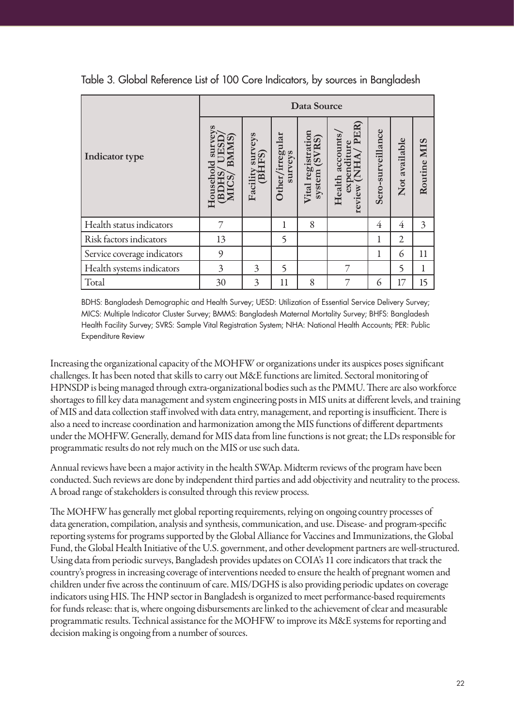Table 3. Global Reference List of 100 Core Indicators, by sources in Bangladesh

| Indicator type | Data Source | | | | | | | |
|---|---|---|---|---|---|---|---|---|
| | Household surveys (BDHS/ UESD/ MICS/ BMMS) | Facility surveys (BHFS) | Other/irregular surveys | Vital registration system (SVRS) | Health accounts/ expenditure review (NHA/ PER) | Sero-surveillance | Not available | Routine MIS |
| Health status indicators | 7 | | 1 | 8 | | 4 | 4 | 3 |
| Risk factors indicators | 13 | | 5 | | | 1 | 2 | |
| Service coverage indicators | 9 | | | | | 1 | 6 | 11 |
| Health systems indicators | 3 | 3 | 5 | | 7 | | 5 | 1 |
| Total | 30 | 3 | 11 | 8 | 7 | 6 | 17 | 15 |

BDHS: Bangladesh Demographic and Health Survey; UESD: Utilization of Essential Service Delivery Survey; MICS: Multiple Indicator Cluster Survey; BMMS: Bangladesh Maternal Mortality Survey; BHFS: Bangladesh Health Facility Survey; SVRS: Sample Vital Registration System; NHA: National Health Accounts; PER: Public Expenditure Review

Increasing the organizational capacity of the MOHFW or organizations under its auspices poses significant challenges. It has been noted that skills to carry out M&E functions are limited. Sectoral monitoring of HPNSDP is being managed through extra-organizational bodies such as the PMMU. There are also workforce shortages to fill key data management and system engineering posts in MIS units at different levels, and training of MIS and data collection staff involved with data entry, management, and reporting is insufficient. There is also a need to increase coordination and harmonization among the MIS functions of different departments under the MOHFW. Generally, demand for MIS data from line functions is not great; the LDs responsible for programmatic results do not rely much on the MIS or use such data.

Annual reviews have been a major activity in the health SWAp. Midterm reviews of the program have been conducted. Such reviews are done by independent third parties and add objectivity and neutrality to the process. A broad range of stakeholders is consulted through this review process.

The MOHFW has generally met global reporting requirements, relying on ongoing country processes of data generation, compilation, analysis and synthesis, communication, and use. Disease- and program-specific reporting systems for programs supported by the Global Alliance for Vaccines and Immunizations, the Global Fund, the Global Health Initiative of the U.S. government, and other development partners are well-structured. Using data from periodic surveys, Bangladesh provides updates on COIA's 11 core indicators that track the country's progress in increasing coverage of interventions needed to ensure the health of pregnant women and children under five across the continuum of care. MIS/DGHS is also providing periodic updates on coverage indicators using HIS. The HNP sector in Bangladesh is organized to meet performance-based requirements for funds release: that is, where ongoing disbursements are linked to the achievement of clear and measurable programmatic results. Technical assistance for the MOHFW to improve its M&E systems for reporting and decision making is ongoing from a number of sources.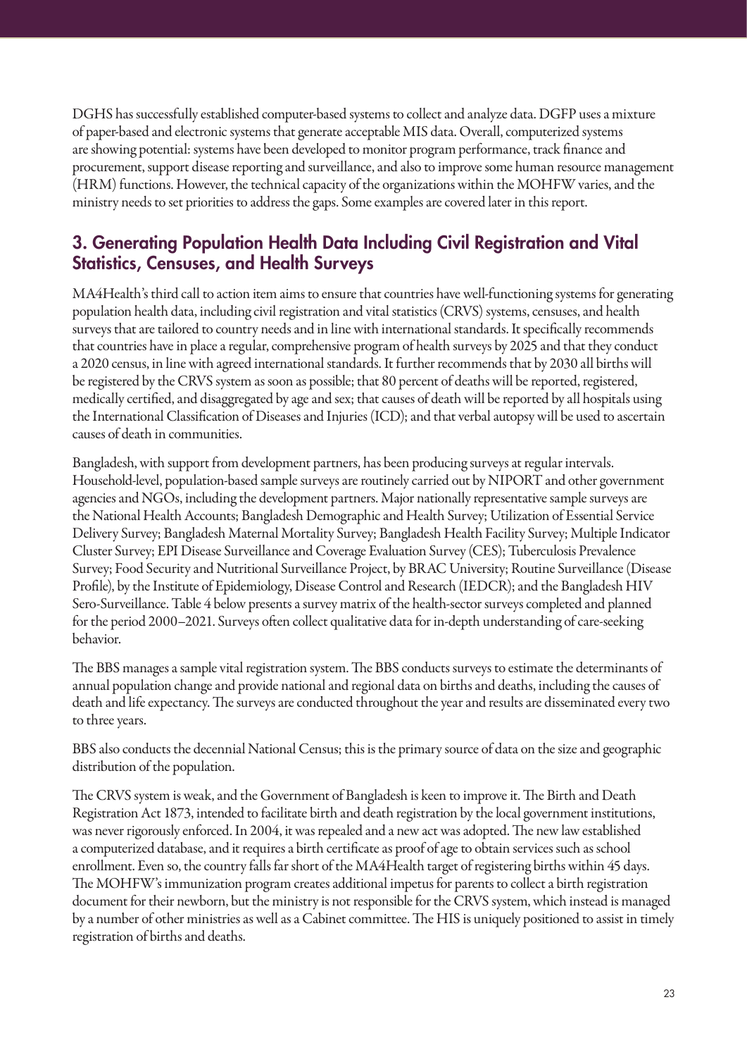DGHS has successfully established computer-based systems to collect and analyze data. DGFP uses a mixture of paper-based and electronic systems that generate acceptable MIS data. Overall, computerized systems are showing potential: systems have been developed to monitor program performance, track finance and procurement, support disease reporting and surveillance, and also to improve some human resource management (HRM) functions. However, the technical capacity of the organizations within the MOHFW varies, and the ministry needs to set priorities to address the gaps. Some examples are covered later in this report.

## 3. Generating Population Health Data Including Civil Registration and Vital Statistics, Censuses, and Health Surveys

MA4Health's third call to action item aims to ensure that countries have well-functioning systems for generating population health data, including civil registration and vital statistics (CRVS) systems, censuses, and health surveys that are tailored to country needs and in line with international standards. It specifically recommends that countries have in place a regular, comprehensive program of health surveys by 2025 and that they conduct a 2020 census, in line with agreed international standards. It further recommends that by 2030 all births will be registered by the CRVS system as soon as possible; that 80 percent of deaths will be reported, registered, medically certified, and disaggregated by age and sex; that causes of death will be reported by all hospitals using the International Classification of Diseases and Injuries (ICD); and that verbal autopsy will be used to ascertain causes of death in communities.

Bangladesh, with support from development partners, has been producing surveys at regular intervals. Household-level, population-based sample surveys are routinely carried out by NIPORT and other government agencies and NGOs, including the development partners. Major nationally representative sample surveys are the National Health Accounts; Bangladesh Demographic and Health Survey; Utilization of Essential Service Delivery Survey; Bangladesh Maternal Mortality Survey; Bangladesh Health Facility Survey; Multiple Indicator Cluster Survey; EPI Disease Surveillance and Coverage Evaluation Survey (CES); Tuberculosis Prevalence Survey; Food Security and Nutritional Surveillance Project, by BRAC University; Routine Surveillance (Disease Profile), by the Institute of Epidemiology, Disease Control and Research (IEDCR); and the Bangladesh HIV Sero-Surveillance. Table 4 below presents a survey matrix of the health-sector surveys completed and planned for the period 2000–2021. Surveys often collect qualitative data for in-depth understanding of care-seeking behavior.

The BBS manages a sample vital registration system. The BBS conducts surveys to estimate the determinants of annual population change and provide national and regional data on births and deaths, including the causes of death and life expectancy. The surveys are conducted throughout the year and results are disseminated every two to three years.

BBS also conducts the decennial National Census; this is the primary source of data on the size and geographic distribution of the population.

The CRVS system is weak, and the Government of Bangladesh is keen to improve it. The Birth and Death Registration Act 1873, intended to facilitate birth and death registration by the local government institutions, was never rigorously enforced. In 2004, it was repealed and a new act was adopted. The new law established a computerized database, and it requires a birth certificate as proof of age to obtain services such as school enrollment. Even so, the country falls far short of the MA4Health target of registering births within 45 days. The MOHFW's immunization program creates additional impetus for parents to collect a birth registration document for their newborn, but the ministry is not responsible for the CRVS system, which instead is managed by a number of other ministries as well as a Cabinet committee. The HIS is uniquely positioned to assist in timely registration of births and deaths.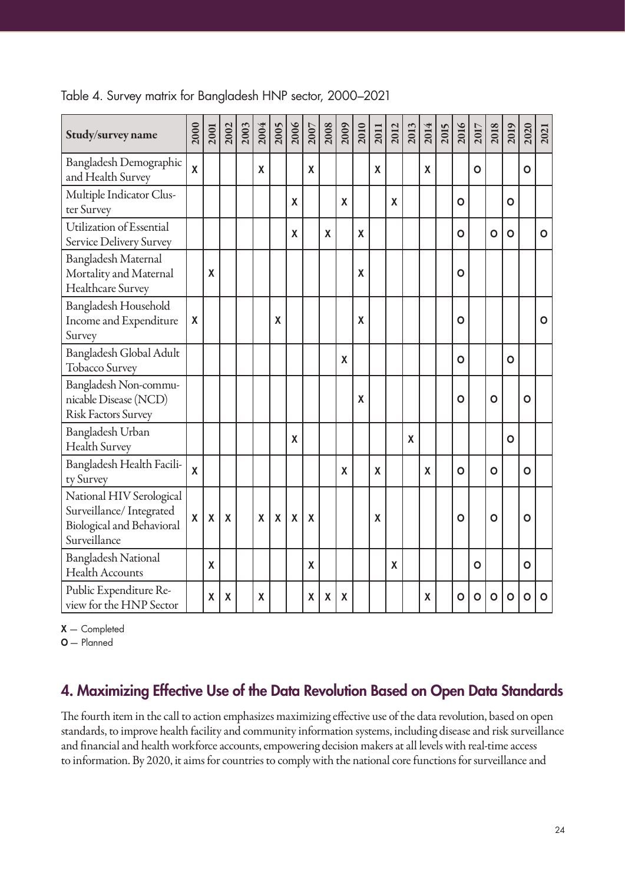Table 4. Survey matrix for Bangladesh HNP sector, 2000–2021

| Study/survey name | 2000 | 2001 | 2002 | 2003 | 2004 | 2005 | 2006 | 2007 | 2008 | 2009 | 2010 | 2011 | 2012 | 2013 | 2014 | 2015 | 2016 | 2017 | 2018 | 2019 | 2020 | 2021 |
|---|---|---|---|---|---|---|---|---|---|---|---|---|---|---|---|---|---|---|---|---|---|---|
| Bangladesh Demographic and Health Survey | X | | | | X | | | X | | | | X | | | X | | | O | | | O | |
| Multiple Indicator Cluster Survey | | | | | | | X | | | X | | | X | | | | O | | | O | | |
| Utilization of Essential Service Delivery Survey | | | | | | | X | | X | | X | | | | | | O | | O | O | | O |
| Bangladesh Maternal Mortality and Maternal Healthcare Survey | | X | | | | | | | | | X | | | | | | O | | | | | |
| Bangladesh Household Income and Expenditure Survey | X | | | | | X | | | | | X | | | | | | O | | | | | O |
| Bangladesh Global Adult Tobacco Survey | | | | | | | | | | X | | | | | | | O | | | O | | |
| Bangladesh Non-communicable Disease (NCD) Risk Factors Survey | | | | | | | | | | | X | | | | | | O | | O | | O | |
| Bangladesh Urban Health Survey | | | | | | | X | | | | | | | X | | | | | | O | | |
| Bangladesh Health Facility Survey | X | | | | | | | | | X | | X | | | X | | O | | O | | O | |
| National HIV Serological Surveillance/ Integrated Biological and Behavioral Surveillance | X | X | X | | X | X | X | X | | | | X | | | | | O | | O | | O | |
| Bangladesh National Health Accounts | | X | | | | | | X | | | | | X | | | | | O | | | O | |
| Public Expenditure Review for the HNP Sector | | X | X | | X | | | X | X | X | | | | | X | | O | O | O | O | O | O |

X — Completed

O — Planned

## 4. Maximizing Effective Use of the Data Revolution Based on Open Data Standards

The fourth item in the call to action emphasizes maximizing effective use of the data revolution, based on open standards, to improve health facility and community information systems, including disease and risk surveillance and financial and health workforce accounts, empowering decision makers at all levels with real-time access to information. By 2020, it aims for countries to comply with the national core functions for surveillance and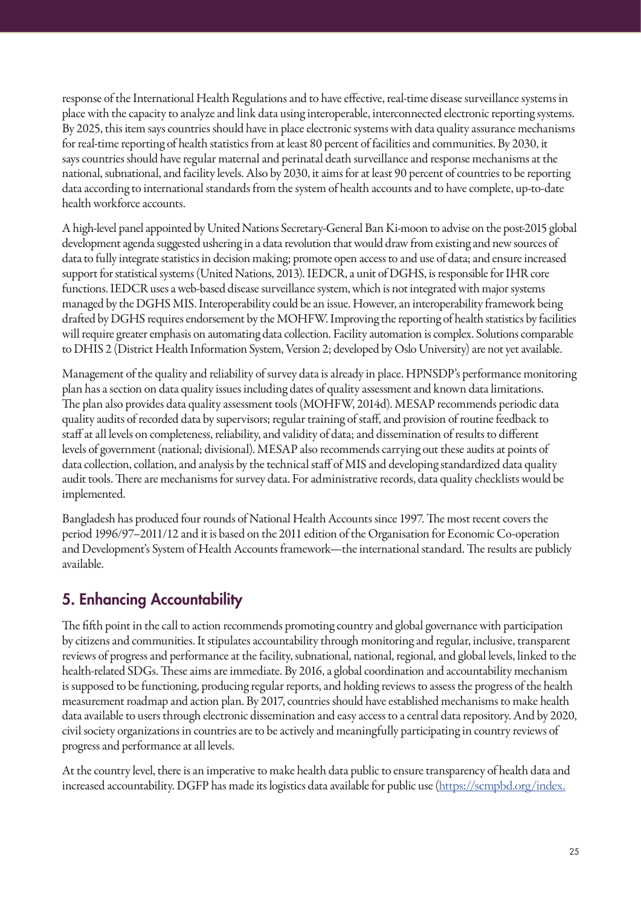response of the International Health Regulations and to have effective, real-time disease surveillance systems in place with the capacity to analyze and link data using interoperable, interconnected electronic reporting systems. By 2025, this item says countries should have in place electronic systems with data quality assurance mechanisms for real-time reporting of health statistics from at least 80 percent of facilities and communities. By 2030, it says countries should have regular maternal and perinatal death surveillance and response mechanisms at the national, subnational, and facility levels. Also by 2030, it aims for at least 90 percent of countries to be reporting data according to international standards from the system of health accounts and to have complete, up-to-date health workforce accounts.

A high-level panel appointed by United Nations Secretary-General Ban Ki-moon to advise on the post-2015 global development agenda suggested ushering in a data revolution that would draw from existing and new sources of data to fully integrate statistics in decision making; promote open access to and use of data; and ensure increased support for statistical systems (United Nations, 2013). IEDCR, a unit of DGHS, is responsible for IHR core functions. IEDCR uses a web-based disease surveillance system, which is not integrated with major systems managed by the DGHS MIS. Interoperability could be an issue. However, an interoperability framework being drafted by DGHS requires endorsement by the MOHFW. Improving the reporting of health statistics by facilities will require greater emphasis on automating data collection. Facility automation is complex. Solutions comparable to DHIS 2 (District Health Information System, Version 2; developed by Oslo University) are not yet available.

Management of the quality and reliability of survey data is already in place. HPNSDP's performance monitoring plan has a section on data quality issues including dates of quality assessment and known data limitations. The plan also provides data quality assessment tools (MOHFW, 2014d). MESAP recommends periodic data quality audits of recorded data by supervisors; regular training of staff, and provision of routine feedback to staff at all levels on completeness, reliability, and validity of data; and dissemination of results to different levels of government (national; divisional). MESAP also recommends carrying out these audits at points of data collection, collation, and analysis by the technical staff of MIS and developing standardized data quality audit tools. There are mechanisms for survey data. For administrative records, data quality checklists would be implemented.

Bangladesh has produced four rounds of National Health Accounts since 1997. The most recent covers the period 1996/97–2011/12 and it is based on the 2011 edition of the Organisation for Economic Co-operation and Development's System of Health Accounts framework—the international standard. The results are publicly available.

## 5. Enhancing Accountability

The fifth point in the call to action recommends promoting country and global governance with participation by citizens and communities. It stipulates accountability through monitoring and regular, inclusive, transparent reviews of progress and performance at the facility, subnational, national, regional, and global levels, linked to the health-related SDGs. These aims are immediate. By 2016, a global coordination and accountability mechanism is supposed to be functioning, producing regular reports, and holding reviews to assess the progress of the health measurement roadmap and action plan. By 2017, countries should have established mechanisms to make health data available to users through electronic dissemination and easy access to a central data repository. And by 2020, civil society organizations in countries are to be actively and meaningfully participating in country reviews of progress and performance at all levels.

At the country level, there is an imperative to make health data public to ensure transparency of health data and increased accountability. DGFP has made its logistics data available for public use (https://scmpbd.org/index.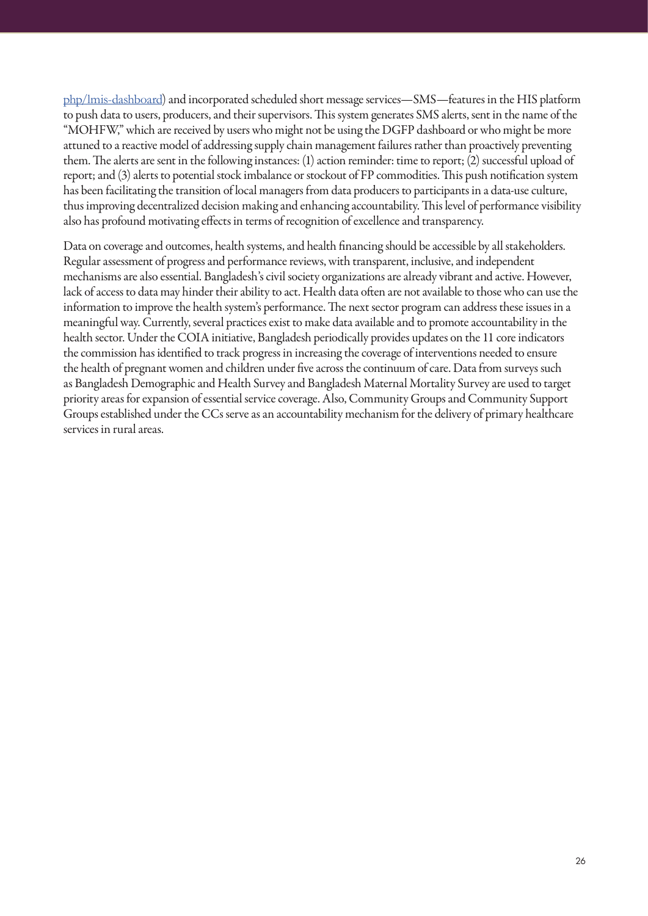php/lmis-dashboard) and incorporated scheduled short message services—SMS—features in the HIS platform to push data to users, producers, and their supervisors. This system generates SMS alerts, sent in the name of the "MOHFW," which are received by users who might not be using the DGFP dashboard or who might be more attuned to a reactive model of addressing supply chain management failures rather than proactively preventing them. The alerts are sent in the following instances: (1) action reminder: time to report; (2) successful upload of report; and (3) alerts to potential stock imbalance or stockout of FP commodities. This push notification system has been facilitating the transition of local managers from data producers to participants in a data-use culture, thus improving decentralized decision making and enhancing accountability. This level of performance visibility also has profound motivating effects in terms of recognition of excellence and transparency.

Data on coverage and outcomes, health systems, and health financing should be accessible by all stakeholders. Regular assessment of progress and performance reviews, with transparent, inclusive, and independent mechanisms are also essential. Bangladesh's civil society organizations are already vibrant and active. However, lack of access to data may hinder their ability to act. Health data often are not available to those who can use the information to improve the health system's performance. The next sector program can address these issues in a meaningful way. Currently, several practices exist to make data available and to promote accountability in the health sector. Under the COIA initiative, Bangladesh periodically provides updates on the 11 core indicators the commission has identified to track progress in increasing the coverage of interventions needed to ensure the health of pregnant women and children under five across the continuum of care. Data from surveys such as Bangladesh Demographic and Health Survey and Bangladesh Maternal Mortality Survey are used to target priority areas for expansion of essential service coverage. Also, Community Groups and Community Support Groups established under the CCs serve as an accountability mechanism for the delivery of primary healthcare services in rural areas.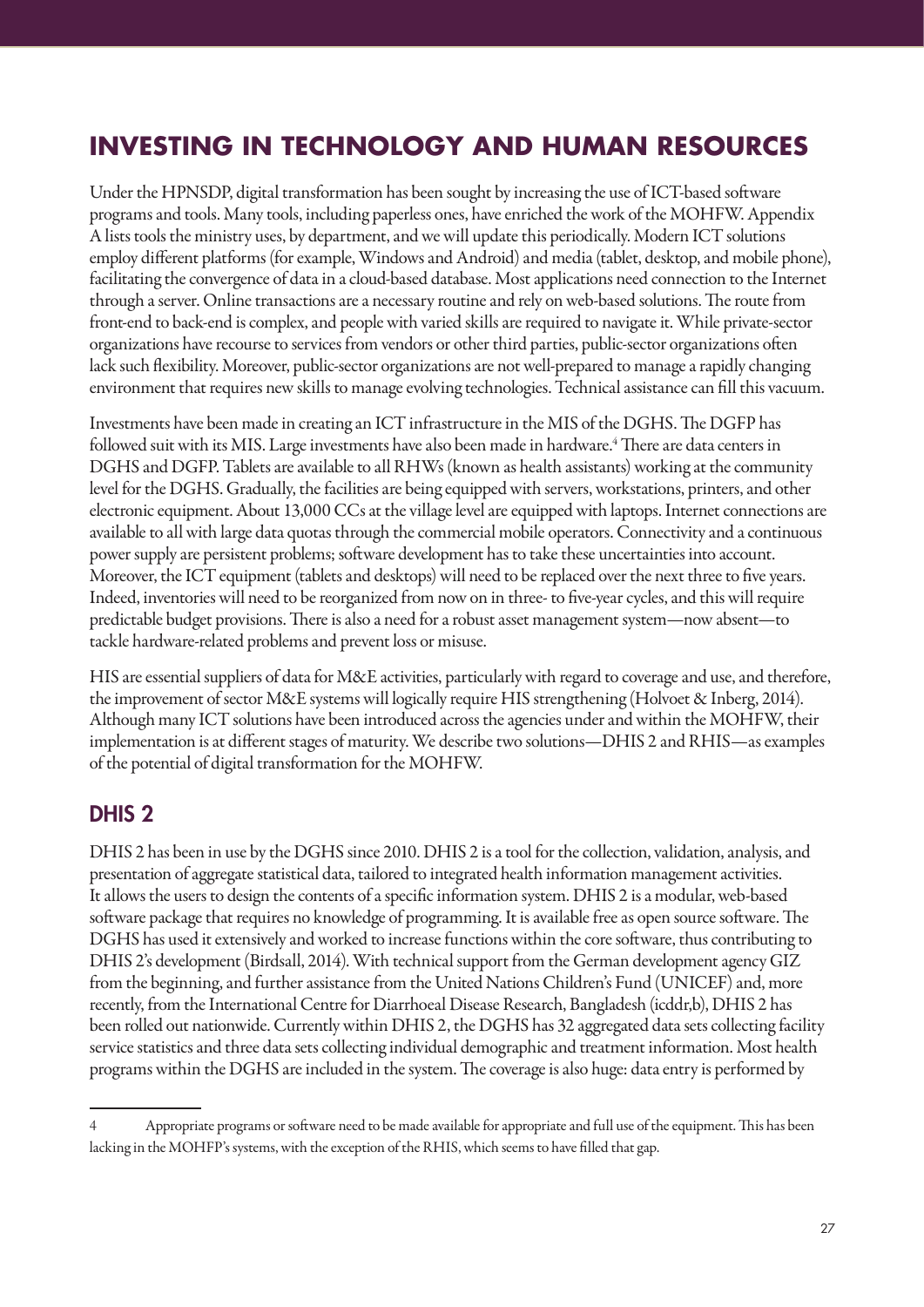## INVESTING IN TECHNOLOGY AND HUMAN RESOURCES

Under the HPNSDP, digital transformation has been sought by increasing the use of ICT-based software programs and tools. Many tools, including paperless ones, have enriched the work of the MOHFW. Appendix A lists tools the ministry uses, by department, and we will update this periodically. Modern ICT solutions employ different platforms (for example, Windows and Android) and media (tablet, desktop, and mobile phone), facilitating the convergence of data in a cloud-based database. Most applications need connection to the Internet through a server. Online transactions are a necessary routine and rely on web-based solutions. The route from front-end to back-end is complex, and people with varied skills are required to navigate it. While private-sector organizations have recourse to services from vendors or other third parties, public-sector organizations often lack such flexibility. Moreover, public-sector organizations are not well-prepared to manage a rapidly changing environment that requires new skills to manage evolving technologies. Technical assistance can fill this vacuum.

Investments have been made in creating an ICT infrastructure in the MIS of the DGHS. The DGFP has followed suit with its MIS. Large investments have also been made in hardware.[4] There are data centers in DGHS and DGFP. Tablets are available to all RHWs (known as health assistants) working at the community level for the DGHS. Gradually, the facilities are being equipped with servers, workstations, printers, and other electronic equipment. About 13,000 CCs at the village level are equipped with laptops. Internet connections are available to all with large data quotas through the commercial mobile operators. Connectivity and a continuous power supply are persistent problems; software development has to take these uncertainties into account. Moreover, the ICT equipment (tablets and desktops) will need to be replaced over the next three to five years. Indeed, inventories will need to be reorganized from now on in three- to five-year cycles, and this will require predictable budget provisions. There is also a need for a robust asset management system—now absent—to tackle hardware-related problems and prevent loss or misuse.

HIS are essential suppliers of data for M&E activities, particularly with regard to coverage and use, and therefore, the improvement of sector M&E systems will logically require HIS strengthening (Holvoet & Inberg, 2014). Although many ICT solutions have been introduced across the agencies under and within the MOHFW, their implementation is at different stages of maturity. We describe two solutions—DHIS 2 and RHIS—as examples of the potential of digital transformation for the MOHFW.

### DHIS 2

DHIS 2 has been in use by the DGHS since 2010. DHIS 2 is a tool for the collection, validation, analysis, and presentation of aggregate statistical data, tailored to integrated health information management activities. It allows the users to design the contents of a specific information system. DHIS 2 is a modular, web-based software package that requires no knowledge of programming. It is available free as open source software. The DGHS has used it extensively and worked to increase functions within the core software, thus contributing to DHIS 2's development (Birdsall, 2014). With technical support from the German development agency GIZ from the beginning, and further assistance from the United Nations Children's Fund (UNICEF) and, more recently, from the International Centre for Diarrhoeal Disease Research, Bangladesh (icddr,b), DHIS 2 has been rolled out nationwide. Currently within DHIS 2, the DGHS has 32 aggregated data sets collecting facility service statistics and three data sets collecting individual demographic and treatment information. Most health programs within the DGHS are included in the system. The coverage is also huge: data entry is performed by

---

[4] Appropriate programs or software need to be made available for appropriate and full use of the equipment. This has been lacking in the MOHFP's systems, with the exception of the RHIS, which seems to have filled that gap.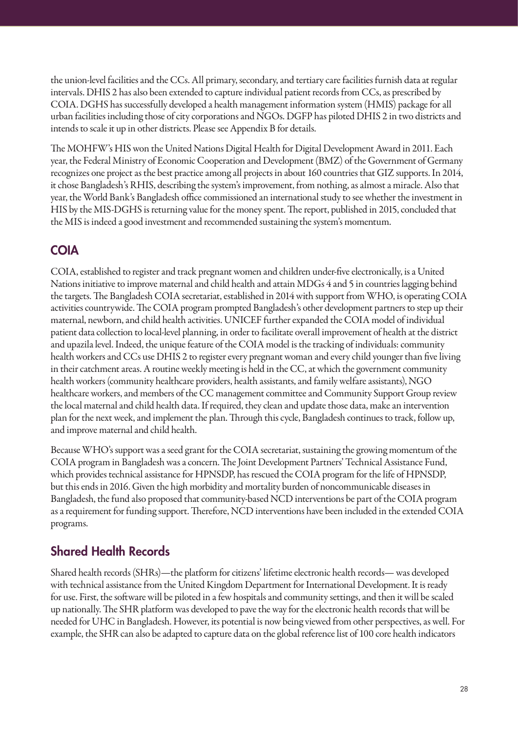the union-level facilities and the CCs. All primary, secondary, and tertiary care facilities furnish data at regular intervals. DHIS 2 has also been extended to capture individual patient records from CCs, as prescribed by COIA. DGHS has successfully developed a health management information system (HMIS) package for all urban facilities including those of city corporations and NGOs. DGFP has piloted DHIS 2 in two districts and intends to scale it up in other districts. Please see Appendix B for details.

The MOHFW's HIS won the United Nations Digital Health for Digital Development Award in 2011. Each year, the Federal Ministry of Economic Cooperation and Development (BMZ) of the Government of Germany recognizes one project as the best practice among all projects in about 160 countries that GIZ supports. In 2014, it chose Bangladesh's RHIS, describing the system's improvement, from nothing, as almost a miracle. Also that year, the World Bank's Bangladesh office commissioned an international study to see whether the investment in HIS by the MIS-DGHS is returning value for the money spent. The report, published in 2015, concluded that the MIS is indeed a good investment and recommended sustaining the system's momentum.

## COIA

COIA, established to register and track pregnant women and children under-five electronically, is a United Nations initiative to improve maternal and child health and attain MDGs 4 and 5 in countries lagging behind the targets. The Bangladesh COIA secretariat, established in 2014 with support from WHO, is operating COIA activities countrywide. The COIA program prompted Bangladesh's other development partners to step up their maternal, newborn, and child health activities. UNICEF further expanded the COIA model of individual patient data collection to local-level planning, in order to facilitate overall improvement of health at the district and upazila level. Indeed, the unique feature of the COIA model is the tracking of individuals: community health workers and CCs use DHIS 2 to register every pregnant woman and every child younger than five living in their catchment areas. A routine weekly meeting is held in the CC, at which the government community health workers (community healthcare providers, health assistants, and family welfare assistants), NGO healthcare workers, and members of the CC management committee and Community Support Group review the local maternal and child health data. If required, they clean and update those data, make an intervention plan for the next week, and implement the plan. Through this cycle, Bangladesh continues to track, follow up, and improve maternal and child health.

Because WHO's support was a seed grant for the COIA secretariat, sustaining the growing momentum of the COIA program in Bangladesh was a concern. The Joint Development Partners' Technical Assistance Fund, which provides technical assistance for HPNSDP, has rescued the COIA program for the life of HPNSDP, but this ends in 2016. Given the high morbidity and mortality burden of noncommunicable diseases in Bangladesh, the fund also proposed that community-based NCD interventions be part of the COIA program as a requirement for funding support. Therefore, NCD interventions have been included in the extended COIA programs.

## Shared Health Records

Shared health records (SHRs)—the platform for citizens' lifetime electronic health records— was developed with technical assistance from the United Kingdom Department for International Development. It is ready for use. First, the software will be piloted in a few hospitals and community settings, and then it will be scaled up nationally. The SHR platform was developed to pave the way for the electronic health records that will be needed for UHC in Bangladesh. However, its potential is now being viewed from other perspectives, as well. For example, the SHR can also be adapted to capture data on the global reference list of 100 core health indicators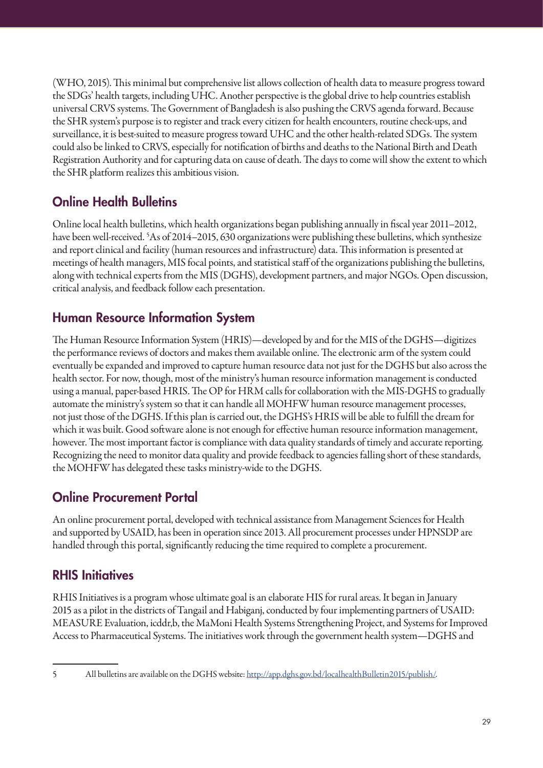(WHO, 2015). This minimal but comprehensive list allows collection of health data to measure progress toward the SDGs' health targets, including UHC. Another perspective is the global drive to help countries establish universal CRVS systems. The Government of Bangladesh is also pushing the CRVS agenda forward. Because the SHR system's purpose is to register and track every citizen for health encounters, routine check-ups, and surveillance, it is best-suited to measure progress toward UHC and the other health-related SDGs. The system could also be linked to CRVS, especially for notification of births and deaths to the National Birth and Death Registration Authority and for capturing data on cause of death. The days to come will show the extent to which the SHR platform realizes this ambitious vision.

## Online Health Bulletins

Online local health bulletins, which health organizations began publishing annually in fiscal year 2011–2012, have been well-received. [5]As of 2014–2015, 630 organizations were publishing these bulletins, which synthesize and report clinical and facility (human resources and infrastructure) data. This information is presented at meetings of health managers, MIS focal points, and statistical staff of the organizations publishing the bulletins, along with technical experts from the MIS (DGHS), development partners, and major NGOs. Open discussion, critical analysis, and feedback follow each presentation.

## Human Resource Information System

The Human Resource Information System (HRIS)—developed by and for the MIS of the DGHS—digitizes the performance reviews of doctors and makes them available online. The electronic arm of the system could eventually be expanded and improved to capture human resource data not just for the DGHS but also across the health sector. For now, though, most of the ministry's human resource information management is conducted using a manual, paper-based HRIS. The OP for HRM calls for collaboration with the MIS-DGHS to gradually automate the ministry's system so that it can handle all MOHFW human resource management processes, not just those of the DGHS. If this plan is carried out, the DGHS's HRIS will be able to fulfill the dream for which it was built. Good software alone is not enough for effective human resource information management, however. The most important factor is compliance with data quality standards of timely and accurate reporting. Recognizing the need to monitor data quality and provide feedback to agencies falling short of these standards, the MOHFW has delegated these tasks ministry-wide to the DGHS.

## Online Procurement Portal

An online procurement portal, developed with technical assistance from Management Sciences for Health and supported by USAID, has been in operation since 2013. All procurement processes under HPNSDP are handled through this portal, significantly reducing the time required to complete a procurement.

## RHIS Initiatives

RHIS Initiatives is a program whose ultimate goal is an elaborate HIS for rural areas. It began in January 2015 as a pilot in the districts of Tangail and Habiganj, conducted by four implementing partners of USAID: MEASURE Evaluation, icddr,b, the MaMoni Health Systems Strengthening Project, and Systems for Improved Access to Pharmaceutical Systems. The initiatives work through the government health system—DGHS and

---

5 All bulletins are available on the DGHS website: http://app.dghs.gov.bd/localhealthBulletin2015/publish/.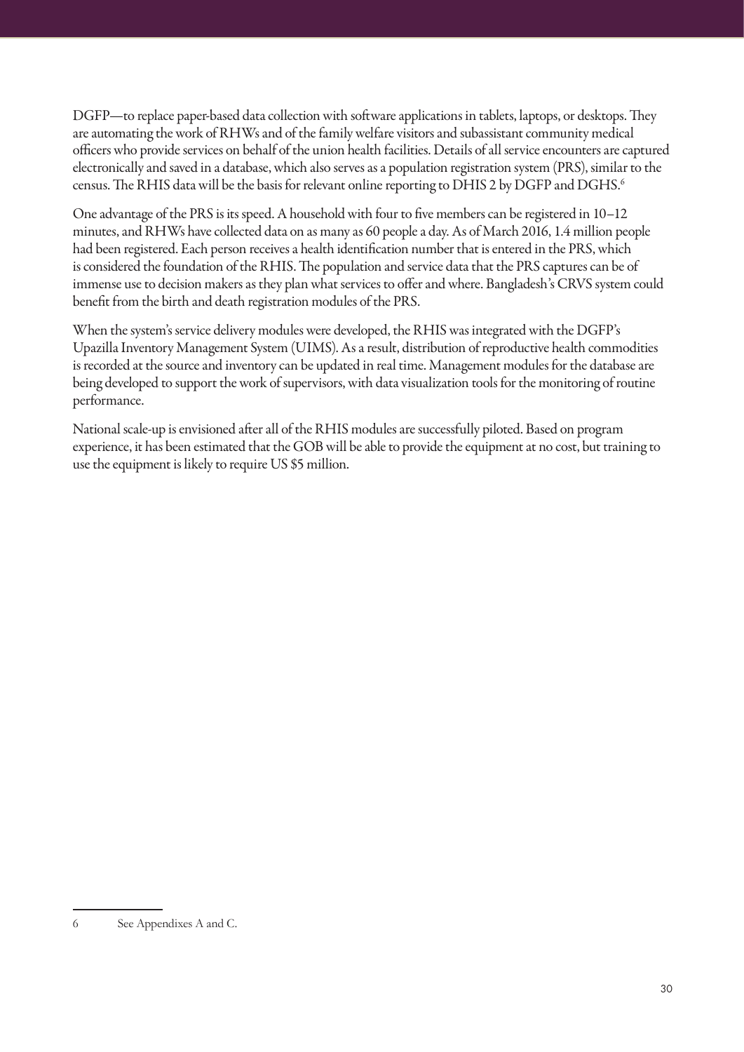DGFP—to replace paper-based data collection with software applications in tablets, laptops, or desktops. They are automating the work of RHWs and of the family welfare visitors and subassistant community medical officers who provide services on behalf of the union health facilities. Details of all service encounters are captured electronically and saved in a database, which also serves as a population registration system (PRS), similar to the census. The RHIS data will be the basis for relevant online reporting to DHIS 2 by DGFP and DGHS.[6]

One advantage of the PRS is its speed. A household with four to five members can be registered in 10–12 minutes, and RHWs have collected data on as many as 60 people a day. As of March 2016, 1.4 million people had been registered. Each person receives a health identification number that is entered in the PRS, which is considered the foundation of the RHIS. The population and service data that the PRS captures can be of immense use to decision makers as they plan what services to offer and where. Bangladesh's CRVS system could benefit from the birth and death registration modules of the PRS.

When the system's service delivery modules were developed, the RHIS was integrated with the DGFP's Upazilla Inventory Management System (UIMS). As a result, distribution of reproductive health commodities is recorded at the source and inventory can be updated in real time. Management modules for the database are being developed to support the work of supervisors, with data visualization tools for the monitoring of routine performance.

National scale-up is envisioned after all of the RHIS modules are successfully piloted. Based on program experience, it has been estimated that the GOB will be able to provide the equipment at no cost, but training to use the equipment is likely to require US $5 million.

---

6 See Appendixes A and C.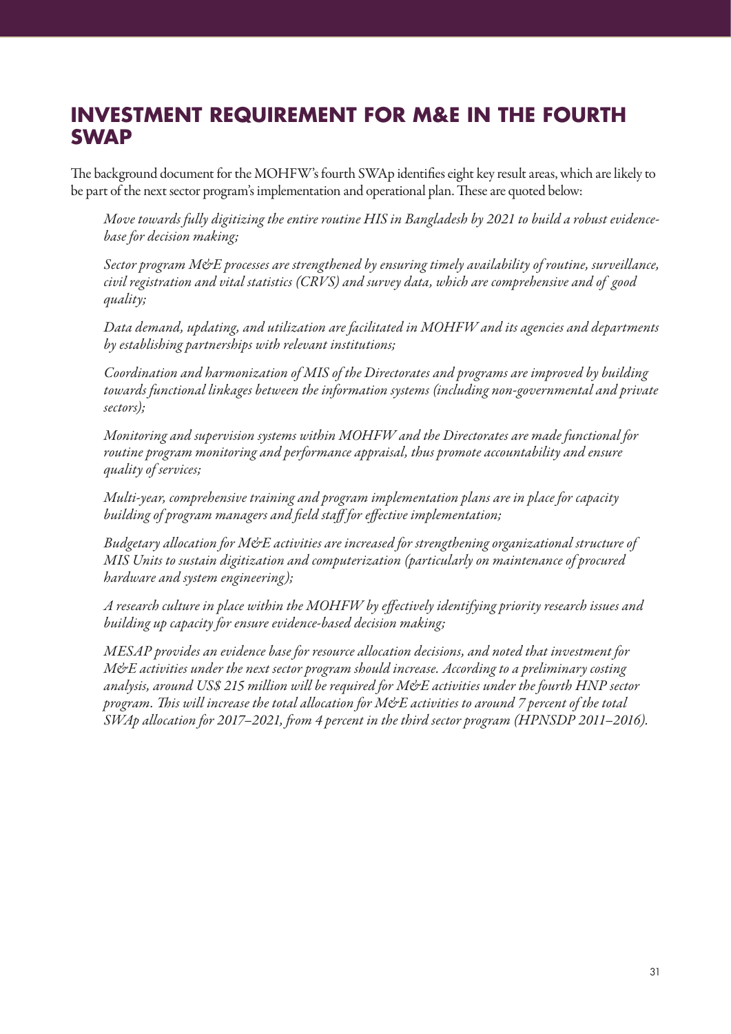## INVESTMENT REQUIREMENT FOR M&E IN THE FOURTH SWAP

The background document for the MOHFW's fourth SWAp identifies eight key result areas, which are likely to be part of the next sector program's implementation and operational plan. These are quoted below:

> *Move towards fully digitizing the entire routine HIS in Bangladesh by 2021 to build a robust evidence-base for decision making;*
>
> *Sector program M&E processes are strengthened by ensuring timely availability of routine, surveillance, civil registration and vital statistics (CRVS) and survey data, which are comprehensive and of good quality;*
>
> *Data demand, updating, and utilization are facilitated in MOHFW and its agencies and departments by establishing partnerships with relevant institutions;*
>
> *Coordination and harmonization of MIS of the Directorates and programs are improved by building towards functional linkages between the information systems (including non-governmental and private sectors);*
>
> *Monitoring and supervision systems within MOHFW and the Directorates are made functional for routine program monitoring and performance appraisal, thus promote accountability and ensure quality of services;*
>
> *Multi-year, comprehensive training and program implementation plans are in place for capacity building of program managers and field staff for effective implementation;*
>
> *Budgetary allocation for M&E activities are increased for strengthening organizational structure of MIS Units to sustain digitization and computerization (particularly on maintenance of procured hardware and system engineering);*
>
> *A research culture in place within the MOHFW by effectively identifying priority research issues and building up capacity for ensure evidence-based decision making;*
>
> *MESAP provides an evidence base for resource allocation decisions, and noted that investment for M&E activities under the next sector program should increase. According to a preliminary costing analysis, around US$ 215 million will be required for M&E activities under the fourth HNP sector program. This will increase the total allocation for M&E activities to around 7 percent of the total SWAp allocation for 2017–2021, from 4 percent in the third sector program (HPNSDP 2011–2016).*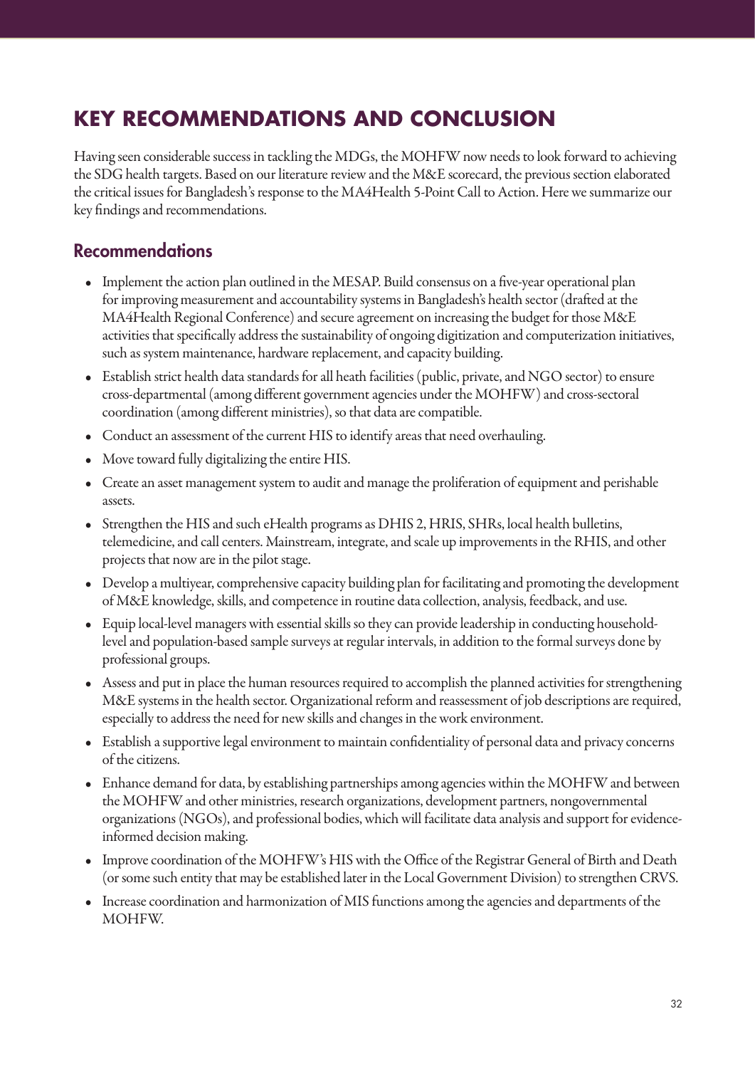# KEY RECOMMENDATIONS AND CONCLUSION

Having seen considerable success in tackling the MDGs, the MOHFW now needs to look forward to achieving the SDG health targets. Based on our literature review and the M&E scorecard, the previous section elaborated the critical issues for Bangladesh's response to the MA4Health 5-Point Call to Action. Here we summarize our key findings and recommendations.

## Recommendations

- Implement the action plan outlined in the MESAP. Build consensus on a five-year operational plan for improving measurement and accountability systems in Bangladesh's health sector (drafted at the MA4Health Regional Conference) and secure agreement on increasing the budget for those M&E activities that specifically address the sustainability of ongoing digitization and computerization initiatives, such as system maintenance, hardware replacement, and capacity building.
- Establish strict health data standards for all heath facilities (public, private, and NGO sector) to ensure cross-departmental (among different government agencies under the MOHFW) and cross-sectoral coordination (among different ministries), so that data are compatible.
- Conduct an assessment of the current HIS to identify areas that need overhauling.
- Move toward fully digitalizing the entire HIS.
- Create an asset management system to audit and manage the proliferation of equipment and perishable assets.
- Strengthen the HIS and such eHealth programs as DHIS 2, HRIS, SHRs, local health bulletins, telemedicine, and call centers. Mainstream, integrate, and scale up improvements in the RHIS, and other projects that now are in the pilot stage.
- Develop a multiyear, comprehensive capacity building plan for facilitating and promoting the development of M&E knowledge, skills, and competence in routine data collection, analysis, feedback, and use.
- Equip local-level managers with essential skills so they can provide leadership in conducting household-level and population-based sample surveys at regular intervals, in addition to the formal surveys done by professional groups.
- Assess and put in place the human resources required to accomplish the planned activities for strengthening M&E systems in the health sector. Organizational reform and reassessment of job descriptions are required, especially to address the need for new skills and changes in the work environment.
- Establish a supportive legal environment to maintain confidentiality of personal data and privacy concerns of the citizens.
- Enhance demand for data, by establishing partnerships among agencies within the MOHFW and between the MOHFW and other ministries, research organizations, development partners, nongovernmental organizations (NGOs), and professional bodies, which will facilitate data analysis and support for evidence-informed decision making.
- Improve coordination of the MOHFW's HIS with the Office of the Registrar General of Birth and Death (or some such entity that may be established later in the Local Government Division) to strengthen CRVS.
- Increase coordination and harmonization of MIS functions among the agencies and departments of the MOHFW.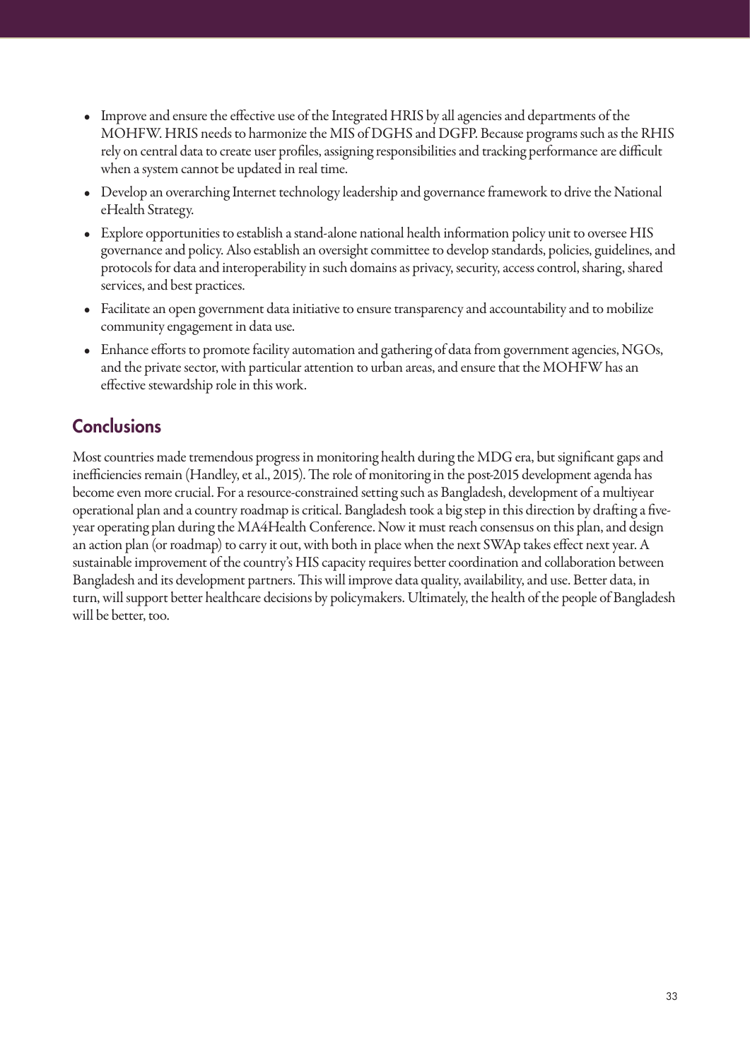- Improve and ensure the effective use of the Integrated HRIS by all agencies and departments of the MOHFW. HRIS needs to harmonize the MIS of DGHS and DGFP. Because programs such as the RHIS rely on central data to create user profiles, assigning responsibilities and tracking performance are difficult when a system cannot be updated in real time.
- Develop an overarching Internet technology leadership and governance framework to drive the National eHealth Strategy.
- Explore opportunities to establish a stand-alone national health information policy unit to oversee HIS governance and policy. Also establish an oversight committee to develop standards, policies, guidelines, and protocols for data and interoperability in such domains as privacy, security, access control, sharing, shared services, and best practices.
- Facilitate an open government data initiative to ensure transparency and accountability and to mobilize community engagement in data use.
- Enhance efforts to promote facility automation and gathering of data from government agencies, NGOs, and the private sector, with particular attention to urban areas, and ensure that the MOHFW has an effective stewardship role in this work.

## Conclusions

Most countries made tremendous progress in monitoring health during the MDG era, but significant gaps and inefficiencies remain (Handley, et al., 2015). The role of monitoring in the post-2015 development agenda has become even more crucial. For a resource-constrained setting such as Bangladesh, development of a multiyear operational plan and a country roadmap is critical. Bangladesh took a big step in this direction by drafting a five-year operating plan during the MA4Health Conference. Now it must reach consensus on this plan, and design an action plan (or roadmap) to carry it out, with both in place when the next SWAp takes effect next year. A sustainable improvement of the country's HIS capacity requires better coordination and collaboration between Bangladesh and its development partners. This will improve data quality, availability, and use. Better data, in turn, will support better healthcare decisions by policymakers. Ultimately, the health of the people of Bangladesh will be better, too.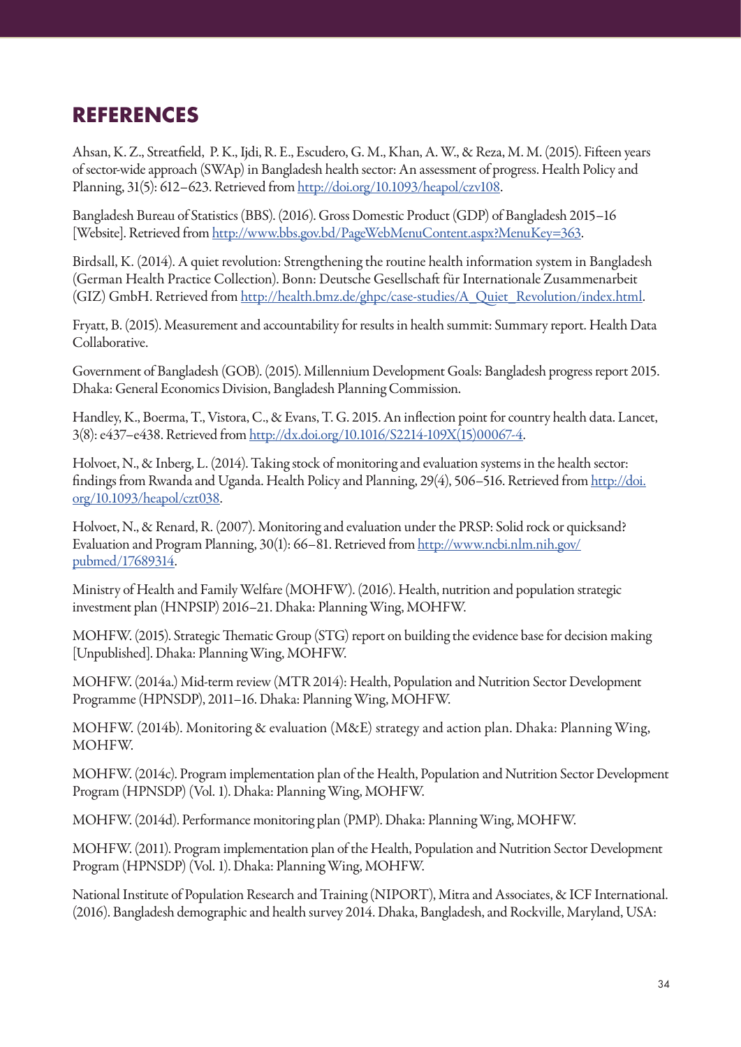## REFERENCES

Ahsan, K. Z., Streatfield, P. K., Ijdi, R. E., Escudero, G. M., Khan, A. W., & Reza, M. M. (2015). Fifteen years of sector-wide approach (SWAp) in Bangladesh health sector: An assessment of progress. Health Policy and Planning, 31(5): 612–623. Retrieved from http://doi.org/10.1093/heapol/czv108.

Bangladesh Bureau of Statistics (BBS). (2016). Gross Domestic Product (GDP) of Bangladesh 2015–16 [Website]. Retrieved from http://www.bbs.gov.bd/PageWebMenuContent.aspx?MenuKey=363.

Birdsall, K. (2014). A quiet revolution: Strengthening the routine health information system in Bangladesh (German Health Practice Collection). Bonn: Deutsche Gesellschaft für Internationale Zusammenarbeit (GIZ) GmbH. Retrieved from http://health.bmz.de/ghpc/case-studies/A_Quiet_Revolution/index.html.

Fryatt, B. (2015). Measurement and accountability for results in health summit: Summary report. Health Data Collaborative.

Government of Bangladesh (GOB). (2015). Millennium Development Goals: Bangladesh progress report 2015. Dhaka: General Economics Division, Bangladesh Planning Commission.

Handley, K., Boerma, T., Vistora, C., & Evans, T. G. 2015. An inflection point for country health data. Lancet, 3(8): e437–e438. Retrieved from http://dx.doi.org/10.1016/S2214-109X(15)00067-4.

Holvoet, N., & Inberg, L. (2014). Taking stock of monitoring and evaluation systems in the health sector: findings from Rwanda and Uganda. Health Policy and Planning, 29(4), 506–516. Retrieved from http://doi.org/10.1093/heapol/czt038.

Holvoet, N., & Renard, R. (2007). Monitoring and evaluation under the PRSP: Solid rock or quicksand? Evaluation and Program Planning, 30(1): 66–81. Retrieved from http://www.ncbi.nlm.nih.gov/pubmed/17689314.

Ministry of Health and Family Welfare (MOHFW). (2016). Health, nutrition and population strategic investment plan (HNPSIP) 2016–21. Dhaka: Planning Wing, MOHFW.

MOHFW. (2015). Strategic Thematic Group (STG) report on building the evidence base for decision making [Unpublished]. Dhaka: Planning Wing, MOHFW.

MOHFW. (2014a.) Mid-term review (MTR 2014): Health, Population and Nutrition Sector Development Programme (HPNSDP), 2011–16. Dhaka: Planning Wing, MOHFW.

MOHFW. (2014b). Monitoring & evaluation (M&E) strategy and action plan. Dhaka: Planning Wing, MOHFW.

MOHFW. (2014c). Program implementation plan of the Health, Population and Nutrition Sector Development Program (HPNSDP) (Vol. 1). Dhaka: Planning Wing, MOHFW.

MOHFW. (2014d). Performance monitoring plan (PMP). Dhaka: Planning Wing, MOHFW.

MOHFW. (2011). Program implementation plan of the Health, Population and Nutrition Sector Development Program (HPNSDP) (Vol. 1). Dhaka: Planning Wing, MOHFW.

National Institute of Population Research and Training (NIPORT), Mitra and Associates, & ICF International. (2016). Bangladesh demographic and health survey 2014. Dhaka, Bangladesh, and Rockville, Maryland, USA: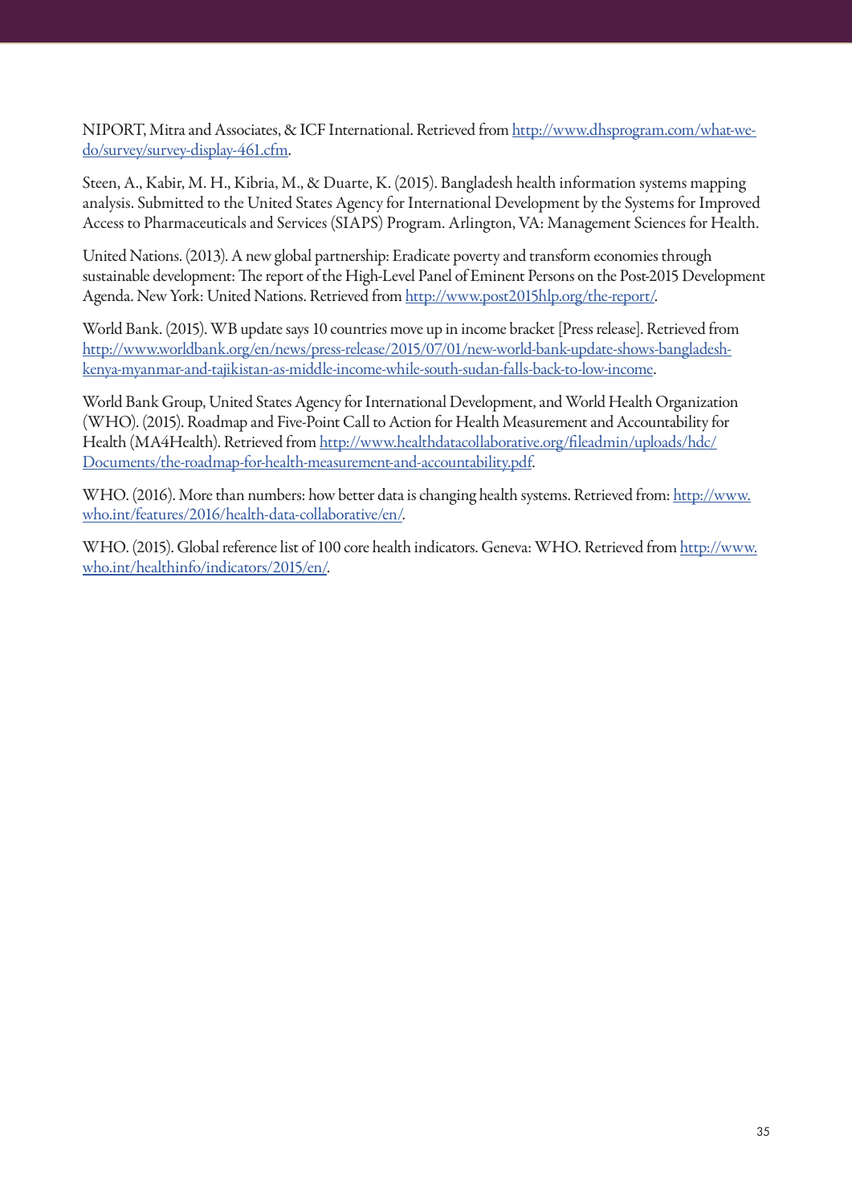NIPORT, Mitra and Associates, & ICF International. Retrieved from http://www.dhsprogram.com/what-we-do/survey/survey-display-461.cfm.

Steen, A., Kabir, M. H., Kibria, M., & Duarte, K. (2015). Bangladesh health information systems mapping analysis. Submitted to the United States Agency for International Development by the Systems for Improved Access to Pharmaceuticals and Services (SIAPS) Program. Arlington, VA: Management Sciences for Health.

United Nations. (2013). A new global partnership: Eradicate poverty and transform economies through sustainable development: The report of the High-Level Panel of Eminent Persons on the Post-2015 Development Agenda. New York: United Nations. Retrieved from http://www.post2015hlp.org/the-report/.

World Bank. (2015). WB update says 10 countries move up in income bracket [Press release]. Retrieved from http://www.worldbank.org/en/news/press-release/2015/07/01/new-world-bank-update-shows-bangladesh-kenya-myanmar-and-tajikistan-as-middle-income-while-south-sudan-falls-back-to-low-income.

World Bank Group, United States Agency for International Development, and World Health Organization (WHO). (2015). Roadmap and Five-Point Call to Action for Health Measurement and Accountability for Health (MA4Health). Retrieved from http://www.healthdatacollaborative.org/fileadmin/uploads/hdc/Documents/the-roadmap-for-health-measurement-and-accountability.pdf.

WHO. (2016). More than numbers: how better data is changing health systems. Retrieved from: http://www.who.int/features/2016/health-data-collaborative/en/.

WHO. (2015). Global reference list of 100 core health indicators. Geneva: WHO. Retrieved from http://www.who.int/healthinfo/indicators/2015/en/.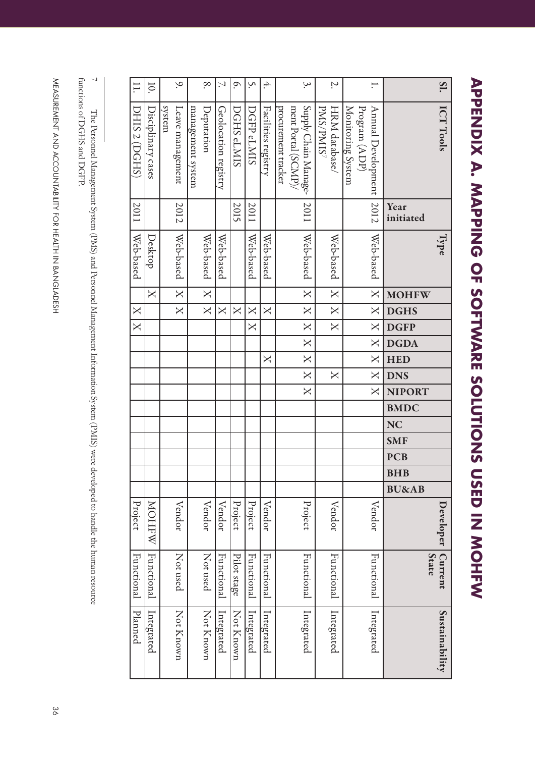# APPENDIX A. MAPPING OF SOFTWARE SOLUTIONS USED IN MOHFW

| Sl. | ICT Tools | Year initiated | Type | MOHFW | DGHS | DGFP | DGDA | HED | DNS | NIPORT | BMDC | NC | SMF | PCB | BHB | BU&AB | Developer | Current State | Sustainability |
|---|---|---|---|---|---|---|---|---|---|---|---|---|---|---|---|---|---|---|---|
| 1. | Annual Development Program (ADP) Monitoring System | 2012 | Web-based | X | X | X | X | X | X | X | | | | | | | Vendor | Functional | Integrated |
| 2. | HRM database/ PMS/PMIS[7] | | Web-based | X | X | X | | | X | | | | | | | | Vendor | Functional | Integrated |
| 3. | Supply Chain Management Portal (SCMP)/ procurement tracker | 2011 | Web-based | X | X | X | X | X | X | X | | | | | | | Project | Functional | Integrated |
| 4. | Facilities registry | | Web-based | | X | | | X | | | | | | | | | Vendor | Functional | Integrated |
| 5. | DGFP eLMIS | 2011 | Web-based | | X | X | | | | | | | | | | | Project | Functional | Integrated |
| 6. | DGHS eLMIS | 2015 | | | X | | | | | | | | | | | | Project | Pilot stage | Not Known |
| 7. | Geolocation registry | | Web-based | | X | | | | | | | | | | | | Vendor | Functional | Integrated |
| 8. | Deputation management system | | Web-based | X | X | | | | | | | | | | | | Vendor | Not used | Not Known |
| 9. | Leave management system | 2012 | Web-based | X | X | | | | | | | | | | | | Vendor | Not used | Not Known |
| 10. | Disciplinary cases | | Desktop | X | | | | | | | | | | | | | MOHFW | Functional | Integrated |
| 11. | DHIS 2 (DGHS) | 2011 | Web-based | | X | X | | | | | | | | | | | Project | Functional | Planned |

7 The Personnel Management System (PMS) and Personnel Management Information System (PMIS) were developed to handle the human resource functions of DGHS and DGFP.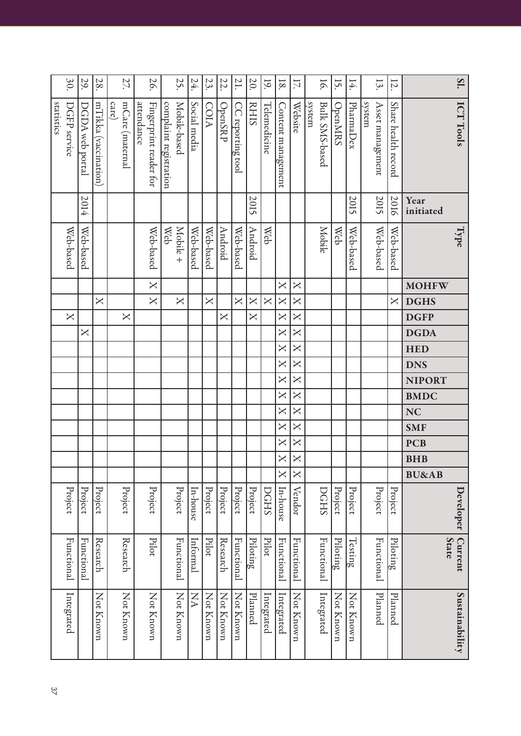| Sl. | ICT Tools | Year initiated | Type | MOHFW | DGHS | DGFP | DGDA | HED | DNS | NIPORT | BMDC | NC | SMF | PCB | BHB | BU&AB | Developer | Current State | Sustainability |
|---|---|---|---|---|---|---|---|---|---|---|---|---|---|---|---|---|---|---|---|
| 12. | Share health record | 2016 | Web-based | | X | | | | | | | | | | | | Project | Piloting | Planned |
| 13. | Asset management system | 2015 | Web-based | | | | | | | | | | | | | | Project | Functional | Planned |
| 14. | PharmaDex | 2015 | Web-based | | | | | | | | | | | | | | Project | Testing | Not Known |
| 15. | OpenMRS | | Web | | | | | | | | | | | | | | Project | Piloting | Not Known |
| 16. | Bulk SMS-based system | | Mobile | | | | | | | | | | | | | | DGHS | Functional | Integrated |
| 17. | Website | | | X | X | X | X | X | X | X | X | X | X | X | X | X | Vendor | Functional | Not Known |
| 18. | Content management | | | X | X | X | X | X | X | X | X | X | X | X | X | X | In-house | Functional | Integrated |
| 19. | Telemedicine | | Web | | X | | | | | | | | | | | | DGHS | Pilot | Integrated |
| 20. | RHIS | 2015 | Android | | X | X | | | | | | | | | | | Project | Piloting | Planned |
| 21. | CC reporting tool | | Web-based | | X | | | | | | | | | | | | Project | Functional | Not Known |
| 22. | OpenSRP | | Android | | | X | | | | | | | | | | | Project | Research | Not Known |
| 23. | COIA | | Web-based | | X | | | | | | | | | | | | Project | Pilot | Not Known |
| 24. | Social media | | Web-based | | | | | | | | | | | | | | In-house | Informal | NA |
| 25. | Mobile-based complaint registration | | Mobile + Web | | X | | | | | | | | | | | | Project | Functional | Not Known |
| 26. | Fingerprint reader for attendance | | Web-based | X | X | | | | | | | | | | | | Project | Pilot | Not Known |
| 27. | mCare (maternal care) | | | | | X | | | | | | | | | | | Project | Research | Not Known |
| 28. | mTikka (vaccination) | | | | X | | | | | | | | | | | | Project | Research | Not Known |
| 29. | DGDA web portal | 2014 | Web-based | | | | X | | | | | | | | | | Project | Functional | |
| 30. | DGFP service statistics | | Web-based | | | X | | | | | | | | | | | Project | Functional | Integrated |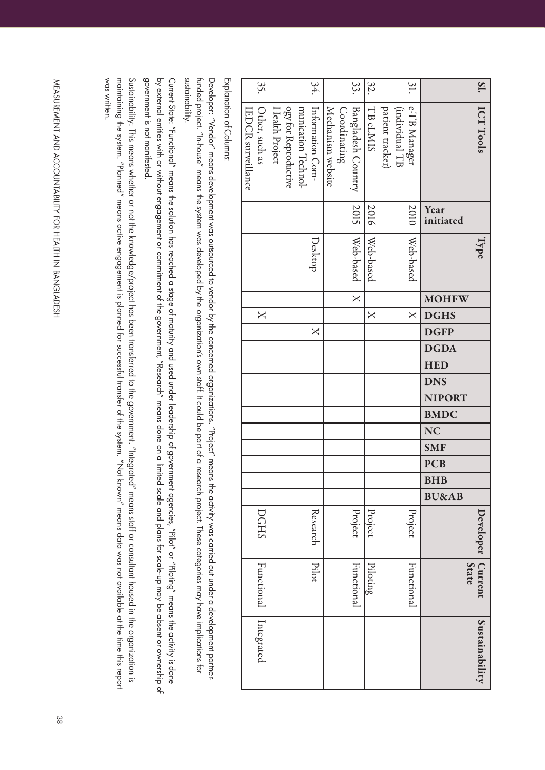| Sl. | ICT Tools | Year initiated | Type | MOHFW | DGHS | DGFP | DGDA | HED | DNS | NIPORT | BMDC | NC | SMF | PCB | BHB | BU&AB | Developer | Current State | Sustainability |
|---|---|---|---|---|---|---|---|---|---|---|---|---|---|---|---|---|---|---|---|
| 31. | e-TB Manager (individual TB patient tracker) | 2010 | Web-based | | X | | | | | | | | | | | | Project | Functional | |
| 32. | TB eLMIS | 2016 | Web-based | | X | | | | | | | | | | | | Project | Piloting | |
| 33. | Bangladesh Country Coordinating Mechanism website | 2015 | Web-based | X | | | | | | | | | | | | | Project | Functional | |
| 34. | Information Communication Technology for Reproductive Health Project | | Desktop | | | X | | | | | | | | | | | Research | Pilot | |
| 35. | Other, such as IEDCR surveillance | | | | X | | | | | | | | | | | | DGHS | Functional | Integrated |

Explanation of Columns:

Developer: "Vendor" means development was outsourced to vendor by the concerned organizations. "Project" means the activity was carried out under a development partner-funded project. "In-house" means the system was developed by the organization's own staff. It could be part of a research project. These categories may have implications for sustainability.

Current State: "Functional" means the solution has reached a stage of maturity and used under leadership of government agencies, "Pilot" or "Piloting" means the activity is done by external entities with or without engagement or commitment of the government, "Research" means done on a limited scale and plans for scale-up may be absent or ownership of government is not manifested.

Sustainability: This means whether or not the knowledge/project has been transferred to the government. "Integrated" means staff or consultant housed in the organization is maintaining the system. "Planned" means active engagement is planned for successful transfer of the system. "Not known" means data was not available at the time this report was written.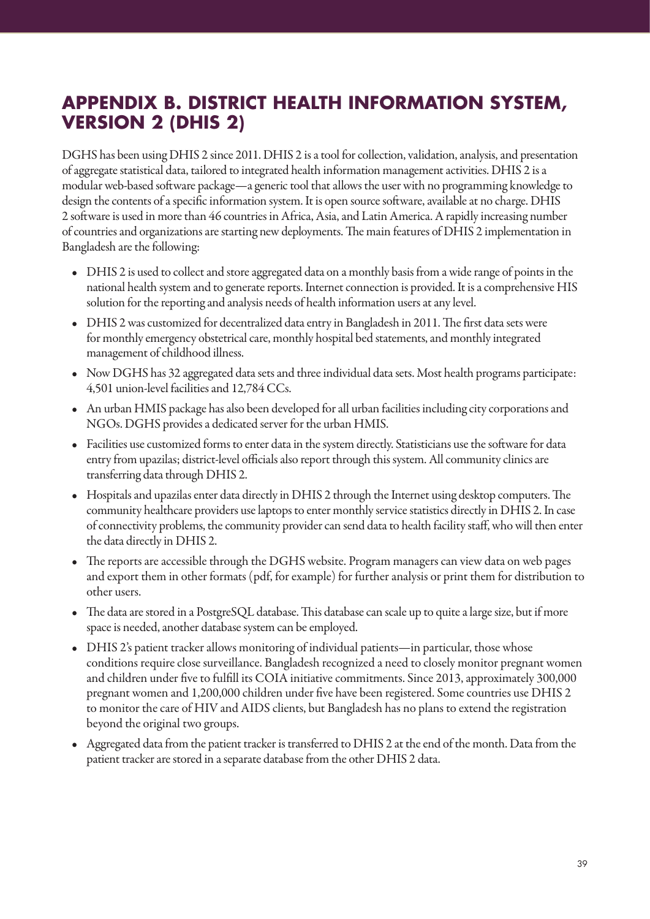# APPENDIX B. DISTRICT HEALTH INFORMATION SYSTEM, VERSION 2 (DHIS 2)

DGHS has been using DHIS 2 since 2011. DHIS 2 is a tool for collection, validation, analysis, and presentation of aggregate statistical data, tailored to integrated health information management activities. DHIS 2 is a modular web-based software package—a generic tool that allows the user with no programming knowledge to design the contents of a specific information system. It is open source software, available at no charge. DHIS 2 software is used in more than 46 countries in Africa, Asia, and Latin America. A rapidly increasing number of countries and organizations are starting new deployments. The main features of DHIS 2 implementation in Bangladesh are the following:

- DHIS 2 is used to collect and store aggregated data on a monthly basis from a wide range of points in the national health system and to generate reports. Internet connection is provided. It is a comprehensive HIS solution for the reporting and analysis needs of health information users at any level.
- DHIS 2 was customized for decentralized data entry in Bangladesh in 2011. The first data sets were for monthly emergency obstetrical care, monthly hospital bed statements, and monthly integrated management of childhood illness.
- Now DGHS has 32 aggregated data sets and three individual data sets. Most health programs participate: 4,501 union-level facilities and 12,784 CCs.
- An urban HMIS package has also been developed for all urban facilities including city corporations and NGOs. DGHS provides a dedicated server for the urban HMIS.
- Facilities use customized forms to enter data in the system directly. Statisticians use the software for data entry from upazilas; district-level officials also report through this system. All community clinics are transferring data through DHIS 2.
- Hospitals and upazilas enter data directly in DHIS 2 through the Internet using desktop computers. The community healthcare providers use laptops to enter monthly service statistics directly in DHIS 2. In case of connectivity problems, the community provider can send data to health facility staff, who will then enter the data directly in DHIS 2.
- The reports are accessible through the DGHS website. Program managers can view data on web pages and export them in other formats (pdf, for example) for further analysis or print them for distribution to other users.
- The data are stored in a PostgreSQL database. This database can scale up to quite a large size, but if more space is needed, another database system can be employed.
- DHIS 2's patient tracker allows monitoring of individual patients—in particular, those whose conditions require close surveillance. Bangladesh recognized a need to closely monitor pregnant women and children under five to fulfill its COIA initiative commitments. Since 2013, approximately 300,000 pregnant women and 1,200,000 children under five have been registered. Some countries use DHIS 2 to monitor the care of HIV and AIDS clients, but Bangladesh has no plans to extend the registration beyond the original two groups.
- Aggregated data from the patient tracker is transferred to DHIS 2 at the end of the month. Data from the patient tracker are stored in a separate database from the other DHIS 2 data.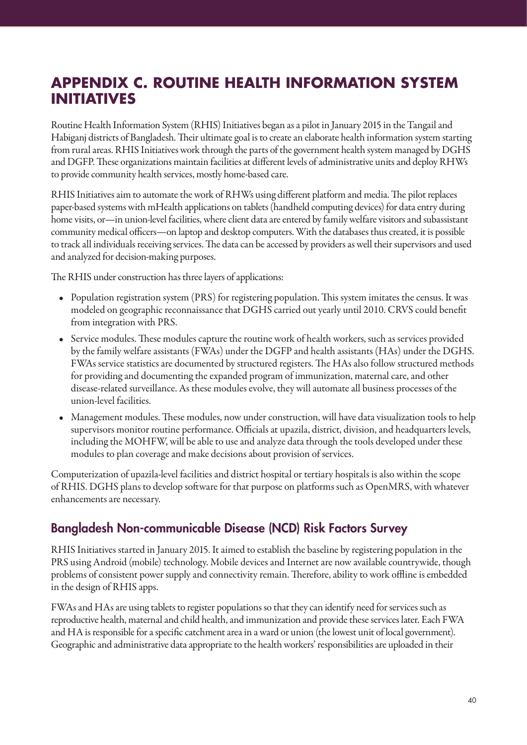# APPENDIX C. ROUTINE HEALTH INFORMATION SYSTEM INITIATIVES

Routine Health Information System (RHIS) Initiatives began as a pilot in January 2015 in the Tangail and Habiganj districts of Bangladesh. Their ultimate goal is to create an elaborate health information system starting from rural areas. RHIS Initiatives work through the parts of the government health system managed by DGHS and DGFP. These organizations maintain facilities at different levels of administrative units and deploy RHWs to provide community health services, mostly home-based care.

RHIS Initiatives aim to automate the work of RHWs using different platform and media. The pilot replaces paper-based systems with mHealth applications on tablets (handheld computing devices) for data entry during home visits, or—in union-level facilities, where client data are entered by family welfare visitors and subassistant community medical officers—on laptop and desktop computers. With the databases thus created, it is possible to track all individuals receiving services. The data can be accessed by providers as well their supervisors and used and analyzed for decision-making purposes.

The RHIS under construction has three layers of applications:

- Population registration system (PRS) for registering population. This system imitates the census. It was modeled on geographic reconnaissance that DGHS carried out yearly until 2010. CRVS could benefit from integration with PRS.
- Service modules. These modules capture the routine work of health workers, such as services provided by the family welfare assistants (FWAs) under the DGFP and health assistants (HAs) under the DGHS. FWAs service statistics are documented by structured registers. The HAs also follow structured methods for providing and documenting the expanded program of immunization, maternal care, and other disease-related surveillance. As these modules evolve, they will automate all business processes of the union-level facilities.
- Management modules. These modules, now under construction, will have data visualization tools to help supervisors monitor routine performance. Officials at upazila, district, division, and headquarters levels, including the MOHFW, will be able to use and analyze data through the tools developed under these modules to plan coverage and make decisions about provision of services.

Computerization of upazila-level facilities and district hospital or tertiary hospitals is also within the scope of RHIS. DGHS plans to develop software for that purpose on platforms such as OpenMRS, with whatever enhancements are necessary.

## Bangladesh Non-communicable Disease (NCD) Risk Factors Survey

RHIS Initiatives started in January 2015. It aimed to establish the baseline by registering population in the PRS using Android (mobile) technology. Mobile devices and Internet are now available countrywide, though problems of consistent power supply and connectivity remain. Therefore, ability to work offline is embedded in the design of RHIS apps.

FWAs and HAs are using tablets to register populations so that they can identify need for services such as reproductive health, maternal and child health, and immunization and provide these services later. Each FWA and HA is responsible for a specific catchment area in a ward or union (the lowest unit of local government). Geographic and administrative data appropriate to the health workers' responsibilities are uploaded in their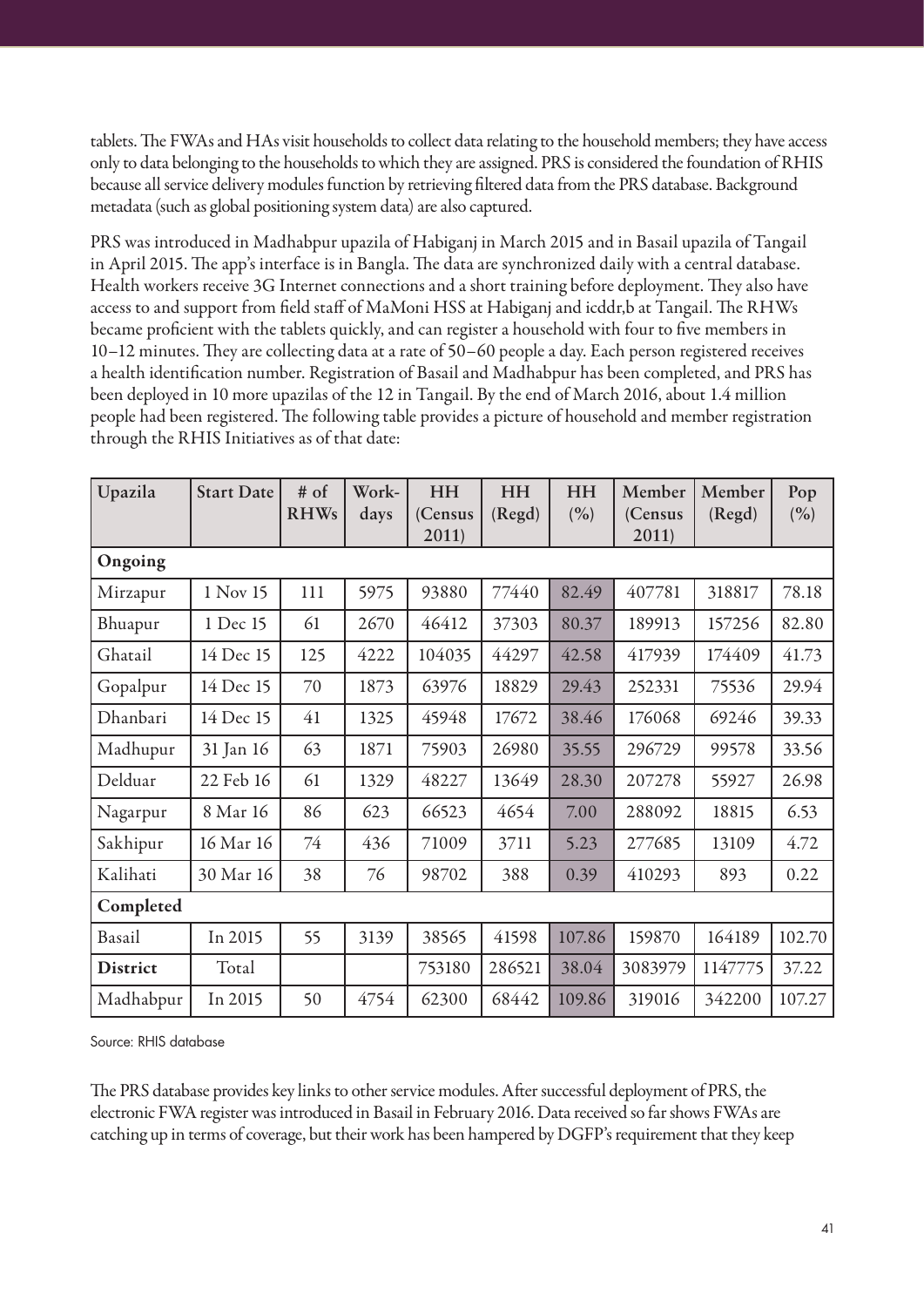tablets. The FWAs and HAs visit households to collect data relating to the household members; they have access only to data belonging to the households to which they are assigned. PRS is considered the foundation of RHIS because all service delivery modules function by retrieving filtered data from the PRS database. Background metadata (such as global positioning system data) are also captured.

PRS was introduced in Madhabpur upazila of Habiganj in March 2015 and in Basail upazila of Tangail in April 2015. The app's interface is in Bangla. The data are synchronized daily with a central database. Health workers receive 3G Internet connections and a short training before deployment. They also have access to and support from field staff of MaMoni HSS at Habiganj and icddr,b at Tangail. The RHWs became proficient with the tablets quickly, and can register a household with four to five members in 10–12 minutes. They are collecting data at a rate of 50–60 people a day. Each person registered receives a health identification number. Registration of Basail and Madhabpur has been completed, and PRS has been deployed in 10 more upazilas of the 12 in Tangail. By the end of March 2016, about 1.4 million people had been registered. The following table provides a picture of household and member registration through the RHIS Initiatives as of that date:

| Upazila | Start Date | # of RHWs | Work-days | HH (Census 2011) | HH (Regd) | HH (%) | Member (Census 2011) | Member (Regd) | Pop (%) |
|---|---|---|---|---|---|---|---|---|---|
| **Ongoing** | | | | | | | | | |
| Mirzapur | 1 Nov 15 | 111 | 5975 | 93880 | 77440 | 82.49 | 407781 | 318817 | 78.18 |
| Bhuapur | 1 Dec 15 | 61 | 2670 | 46412 | 37303 | 80.37 | 189913 | 157256 | 82.80 |
| Ghatail | 14 Dec 15 | 125 | 4222 | 104035 | 44297 | 42.58 | 417939 | 174409 | 41.73 |
| Gopalpur | 14 Dec 15 | 70 | 1873 | 63976 | 18829 | 29.43 | 252331 | 75536 | 29.94 |
| Dhanbari | 14 Dec 15 | 41 | 1325 | 45948 | 17672 | 38.46 | 176068 | 69246 | 39.33 |
| Madhupur | 31 Jan 16 | 63 | 1871 | 75903 | 26980 | 35.55 | 296729 | 99578 | 33.56 |
| Delduar | 22 Feb 16 | 61 | 1329 | 48227 | 13649 | 28.30 | 207278 | 55927 | 26.98 |
| Nagarpur | 8 Mar 16 | 86 | 623 | 66523 | 4654 | 7.00 | 288092 | 18815 | 6.53 |
| Sakhipur | 16 Mar 16 | 74 | 436 | 71009 | 3711 | 5.23 | 277685 | 13109 | 4.72 |
| Kalihati | 30 Mar 16 | 38 | 76 | 98702 | 388 | 0.39 | 410293 | 893 | 0.22 |
| **Completed** | | | | | | | | | |
| Basail | In 2015 | 55 | 3139 | 38565 | 41598 | 107.86 | 159870 | 164189 | 102.70 |
| **District** | Total | | | 753180 | 286521 | 38.04 | 3083979 | 1147775 | 37.22 |
| Madhabpur | In 2015 | 50 | 4754 | 62300 | 68442 | 109.86 | 319016 | 342200 | 107.27 |

Source: RHIS database

The PRS database provides key links to other service modules. After successful deployment of PRS, the electronic FWA register was introduced in Basail in February 2016. Data received so far shows FWAs are catching up in terms of coverage, but their work has been hampered by DGFP's requirement that they keep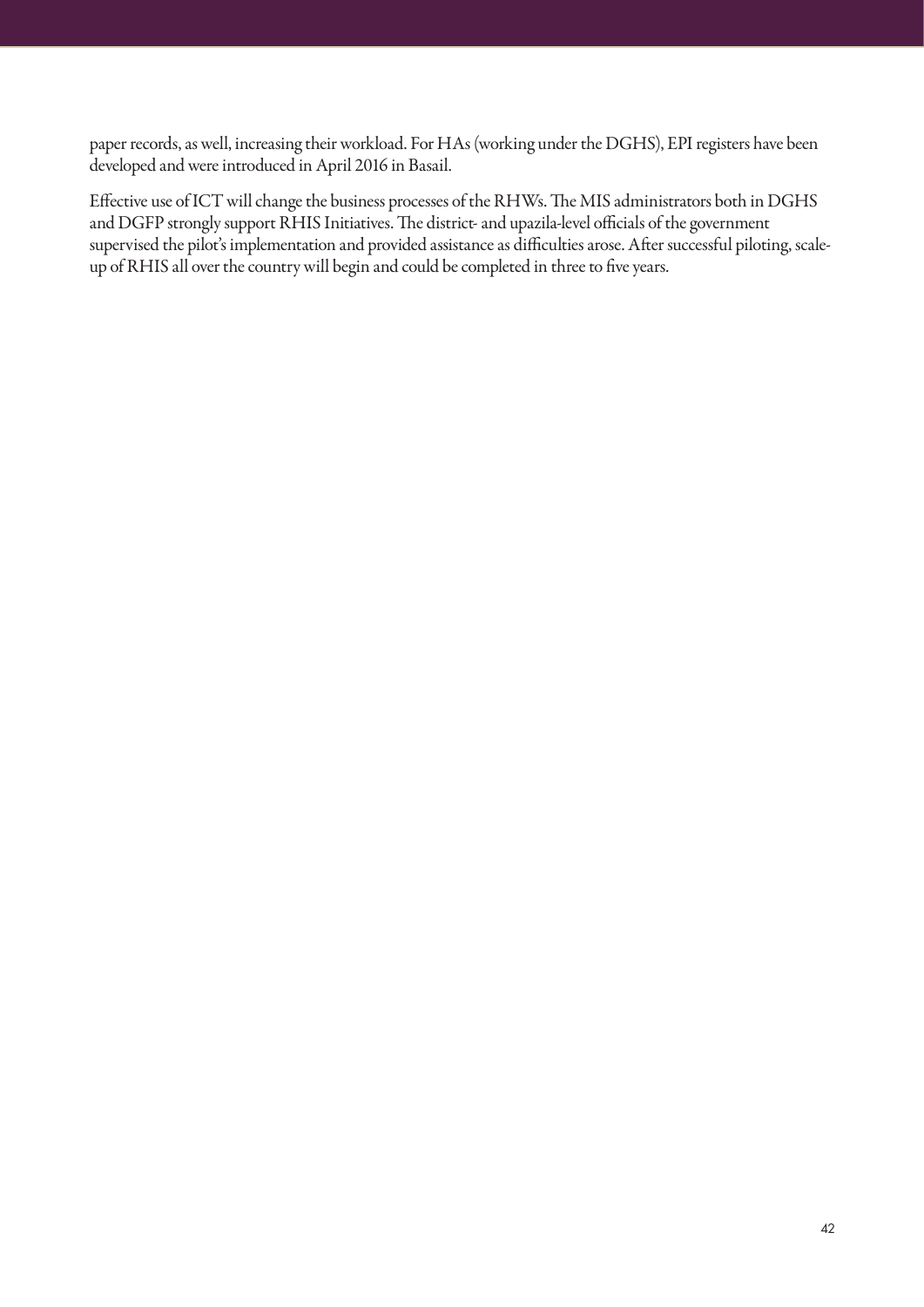paper records, as well, increasing their workload. For HAs (working under the DGHS), EPI registers have been developed and were introduced in April 2016 in Basail.

Effective use of ICT will change the business processes of the RHWs. The MIS administrators both in DGHS and DGFP strongly support RHIS Initiatives. The district- and upazila-level officials of the government supervised the pilot's implementation and provided assistance as difficulties arose. After successful piloting, scale-up of RHIS all over the country will begin and could be completed in three to five years.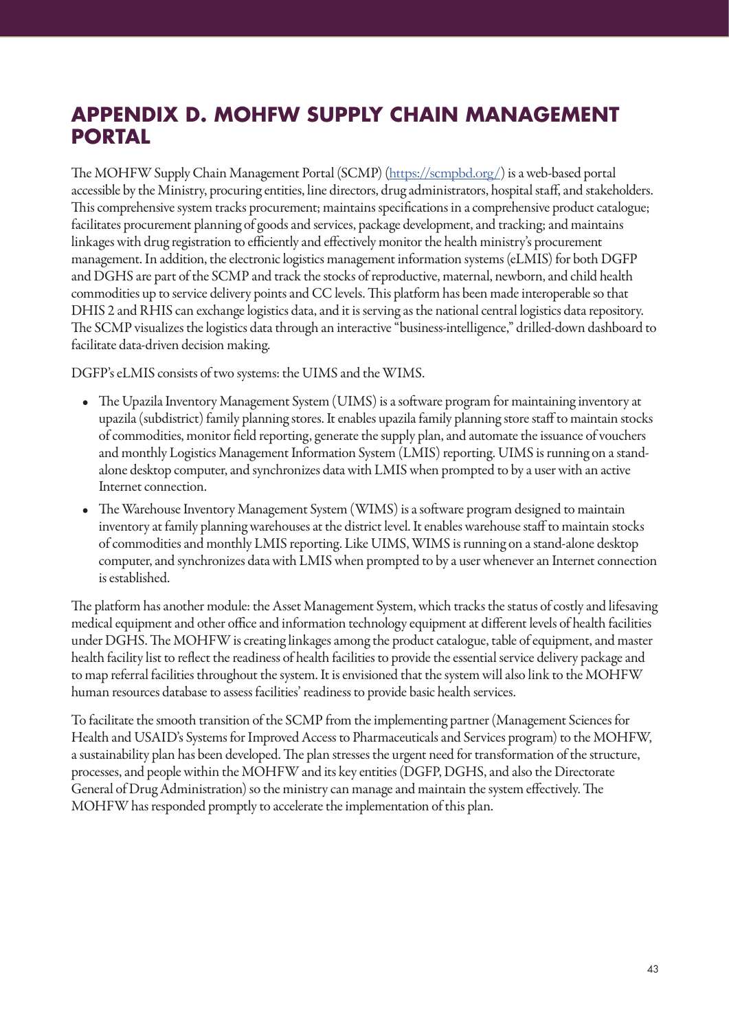# APPENDIX D. MOHFW SUPPLY CHAIN MANAGEMENT PORTAL

The MOHFW Supply Chain Management Portal (SCMP) (https://scmpbd.org/) is a web-based portal accessible by the Ministry, procuring entities, line directors, drug administrators, hospital staff, and stakeholders. This comprehensive system tracks procurement; maintains specifications in a comprehensive product catalogue; facilitates procurement planning of goods and services, package development, and tracking; and maintains linkages with drug registration to efficiently and effectively monitor the health ministry's procurement management. In addition, the electronic logistics management information systems (eLMIS) for both DGFP and DGHS are part of the SCMP and track the stocks of reproductive, maternal, newborn, and child health commodities up to service delivery points and CC levels. This platform has been made interoperable so that DHIS 2 and RHIS can exchange logistics data, and it is serving as the national central logistics data repository. The SCMP visualizes the logistics data through an interactive "business-intelligence," drilled-down dashboard to facilitate data-driven decision making.

DGFP's eLMIS consists of two systems: the UIMS and the WIMS.

- The Upazila Inventory Management System (UIMS) is a software program for maintaining inventory at upazila (subdistrict) family planning stores. It enables upazila family planning store staff to maintain stocks of commodities, monitor field reporting, generate the supply plan, and automate the issuance of vouchers and monthly Logistics Management Information System (LMIS) reporting. UIMS is running on a stand-alone desktop computer, and synchronizes data with LMIS when prompted to by a user with an active Internet connection.
- The Warehouse Inventory Management System (WIMS) is a software program designed to maintain inventory at family planning warehouses at the district level. It enables warehouse staff to maintain stocks of commodities and monthly LMIS reporting. Like UIMS, WIMS is running on a stand-alone desktop computer, and synchronizes data with LMIS when prompted to by a user whenever an Internet connection is established.

The platform has another module: the Asset Management System, which tracks the status of costly and lifesaving medical equipment and other office and information technology equipment at different levels of health facilities under DGHS. The MOHFW is creating linkages among the product catalogue, table of equipment, and master health facility list to reflect the readiness of health facilities to provide the essential service delivery package and to map referral facilities throughout the system. It is envisioned that the system will also link to the MOHFW human resources database to assess facilities' readiness to provide basic health services.

To facilitate the smooth transition of the SCMP from the implementing partner (Management Sciences for Health and USAID's Systems for Improved Access to Pharmaceuticals and Services program) to the MOHFW, a sustainability plan has been developed. The plan stresses the urgent need for transformation of the structure, processes, and people within the MOHFW and its key entities (DGFP, DGHS, and also the Directorate General of Drug Administration) so the ministry can manage and maintain the system effectively. The MOHFW has responded promptly to accelerate the implementation of this plan.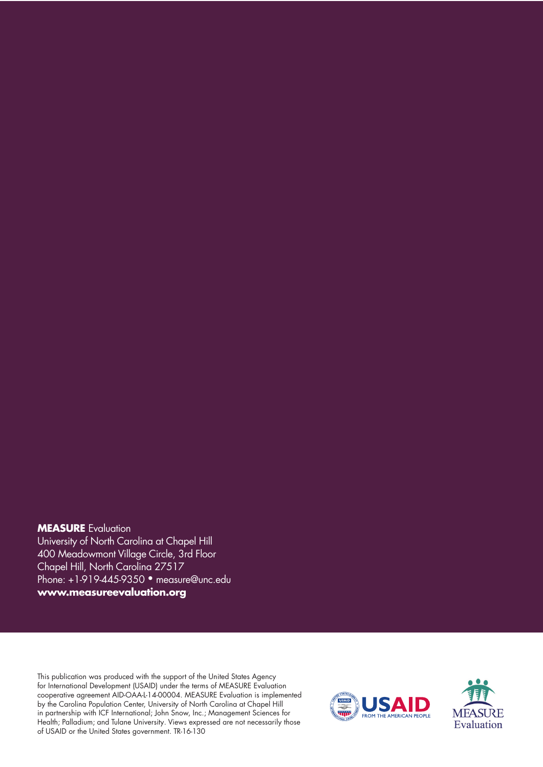**MEASURE** Evaluation
University of North Carolina at Chapel Hill
400 Meadowmont Village Circle, 3rd Floor
Chapel Hill, North Carolina 27517
Phone: +1-919-445-9350 • measure@unc.edu
**www.measureevaluation.org**

This publication was produced with the support of the United States Agency for International Development (USAID) under the terms of MEASURE Evaluation cooperative agreement AID-OAA-L-14-00004. MEASURE Evaluation is implemented by the Carolina Population Center, University of North Carolina at Chapel Hill in partnership with ICF International; John Snow, Inc.; Management Sciences for Health; Palladium; and Tulane University. Views expressed are not necessarily those of USAID or the United States government. TR-16-130

USAID FROM THE AMERICAN PEOPLE

MEASURE Evaluation